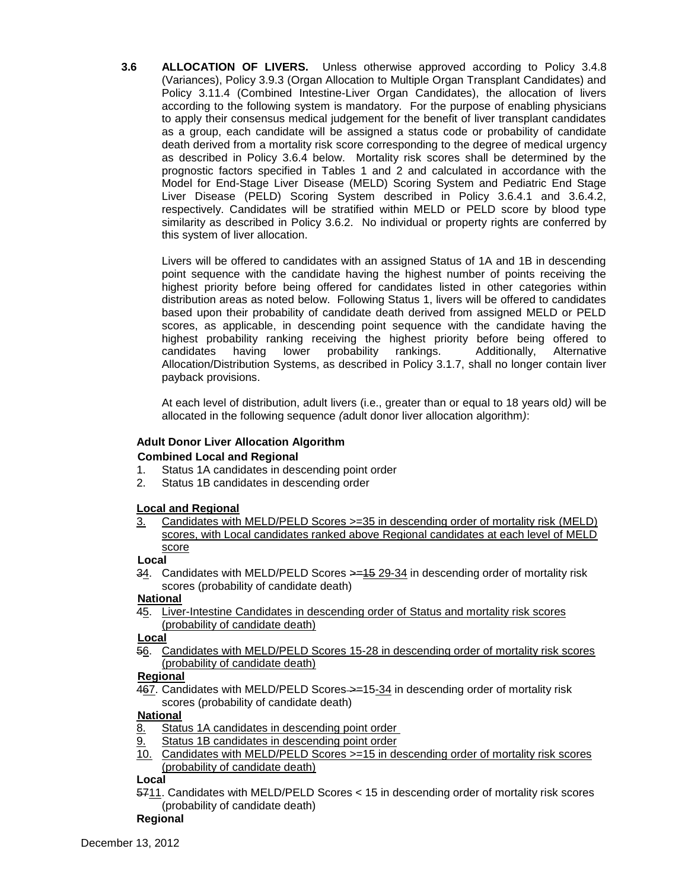**3.6 ALLOCATION OF LIVERS.** Unless otherwise approved according to Policy 3.4.8 (Variances), Policy 3.9.3 (Organ Allocation to Multiple Organ Transplant Candidates) and Policy 3.11.4 (Combined Intestine-Liver Organ Candidates), the allocation of livers according to the following system is mandatory. For the purpose of enabling physicians to apply their consensus medical judgement for the benefit of liver transplant candidates as a group, each candidate will be assigned a status code or probability of candidate death derived from a mortality risk score corresponding to the degree of medical urgency as described in Policy 3.6.4 below. Mortality risk scores shall be determined by the prognostic factors specified in Tables 1 and 2 and calculated in accordance with the Model for End-Stage Liver Disease (MELD) Scoring System and Pediatric End Stage Liver Disease (PELD) Scoring System described in Policy 3.6.4.1 and 3.6.4.2, respectively. Candidates will be stratified within MELD or PELD score by blood type similarity as described in Policy 3.6.2. No individual or property rights are conferred by this system of liver allocation.

Livers will be offered to candidates with an assigned Status of 1A and 1B in descending point sequence with the candidate having the highest number of points receiving the highest priority before being offered for candidates listed in other categories within distribution areas as noted below. Following Status 1, livers will be offered to candidates based upon their probability of candidate death derived from assigned MELD or PELD scores, as applicable, in descending point sequence with the candidate having the highest probability ranking receiving the highest priority before being offered to candidates having lower probability rankings. Additionally, Alternative Allocation/Distribution Systems, as described in Policy 3.1.7, shall no longer contain liver payback provisions.

At each level of distribution, adult livers (i.e., greater than or equal to 18 years old*)* will be allocated in the following sequence *(*adult donor liver allocation algorithm*)*:

**Adult Donor Liver Allocation Algorithm**

**Combined Local and Regional**

1. Status 1A candidates in descending point order
2. Status 1B candidates in descending order

**Local and Regional**

3. Candidates with MELD/PELD Scores >=35 in descending order of mortality risk (MELD) scores, with Local candidates ranked above Regional candidates at each level of MELD score

**Local**

~~3~~4. Candidates with MELD/PELD Scores ~~>=15~~ 29-34 in descending order of mortality risk scores (probability of candidate death)

**National**

~~4~~5. Liver-Intestine Candidates in descending order of Status and mortality risk scores (probability of candidate death)

**Local**

~~5~~6. Candidates with MELD/PELD Scores 15-28 in descending order of mortality risk scores (probability of candidate death)

**Regional**

~~46~~7. Candidates with MELD/PELD Scores ~~>=~~15-34 in descending order of mortality risk scores (probability of candidate death)

**National**

8. Status 1A candidates in descending point order
9. Status 1B candidates in descending point order
10. Candidates with MELD/PELD Scores >=15 in descending order of mortality risk scores (probability of candidate death)

**Local**

~~57~~11. Candidates with MELD/PELD Scores < 15 in descending order of mortality risk scores (probability of candidate death)

**Regional**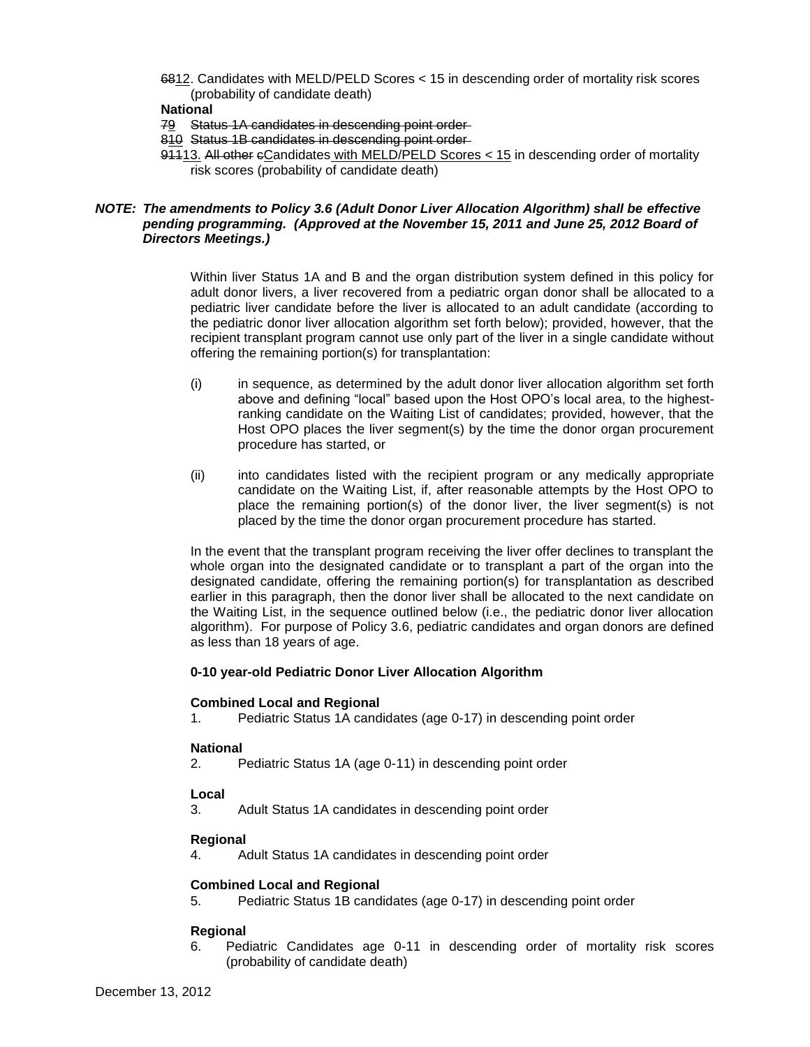~~68~~12. Candidates with MELD/PELD Scores < 15 in descending order of mortality risk scores (probability of candidate death)

**National**

~~79 Status 1A candidates in descending point order~~

~~810 Status 1B candidates in descending point order~~

~~911~~13. ~~All other c~~Candidates with MELD/PELD Scores < 15 in descending order of mortality risk scores (probability of candidate death)

***NOTE: The amendments to Policy 3.6 (Adult Donor Liver Allocation Algorithm) shall be effective pending programming. (Approved at the November 15, 2011 and June 25, 2012 Board of Directors Meetings.)***

Within liver Status 1A and B and the organ distribution system defined in this policy for adult donor livers, a liver recovered from a pediatric organ donor shall be allocated to a pediatric liver candidate before the liver is allocated to an adult candidate (according to the pediatric donor liver allocation algorithm set forth below); provided, however, that the recipient transplant program cannot use only part of the liver in a single candidate without offering the remaining portion(s) for transplantation:

(i) in sequence, as determined by the adult donor liver allocation algorithm set forth above and defining "local" based upon the Host OPO's local area, to the highest-ranking candidate on the Waiting List of candidates; provided, however, that the Host OPO places the liver segment(s) by the time the donor organ procurement procedure has started, or

(ii) into candidates listed with the recipient program or any medically appropriate candidate on the Waiting List, if, after reasonable attempts by the Host OPO to place the remaining portion(s) of the donor liver, the liver segment(s) is not placed by the time the donor organ procurement procedure has started.

In the event that the transplant program receiving the liver offer declines to transplant the whole organ into the designated candidate or to transplant a part of the organ into the designated candidate, offering the remaining portion(s) for transplantation as described earlier in this paragraph, then the donor liver shall be allocated to the next candidate on the Waiting List, in the sequence outlined below (i.e., the pediatric donor liver allocation algorithm). For purpose of Policy 3.6, pediatric candidates and organ donors are defined as less than 18 years of age.

**0-10 year-old Pediatric Donor Liver Allocation Algorithm**

**Combined Local and Regional**

1. Pediatric Status 1A candidates (age 0-17) in descending point order

**National**

2. Pediatric Status 1A (age 0-11) in descending point order

**Local**

3. Adult Status 1A candidates in descending point order

**Regional**

4. Adult Status 1A candidates in descending point order

**Combined Local and Regional**

5. Pediatric Status 1B candidates (age 0-17) in descending point order

**Regional**

6. Pediatric Candidates age 0-11 in descending order of mortality risk scores (probability of candidate death)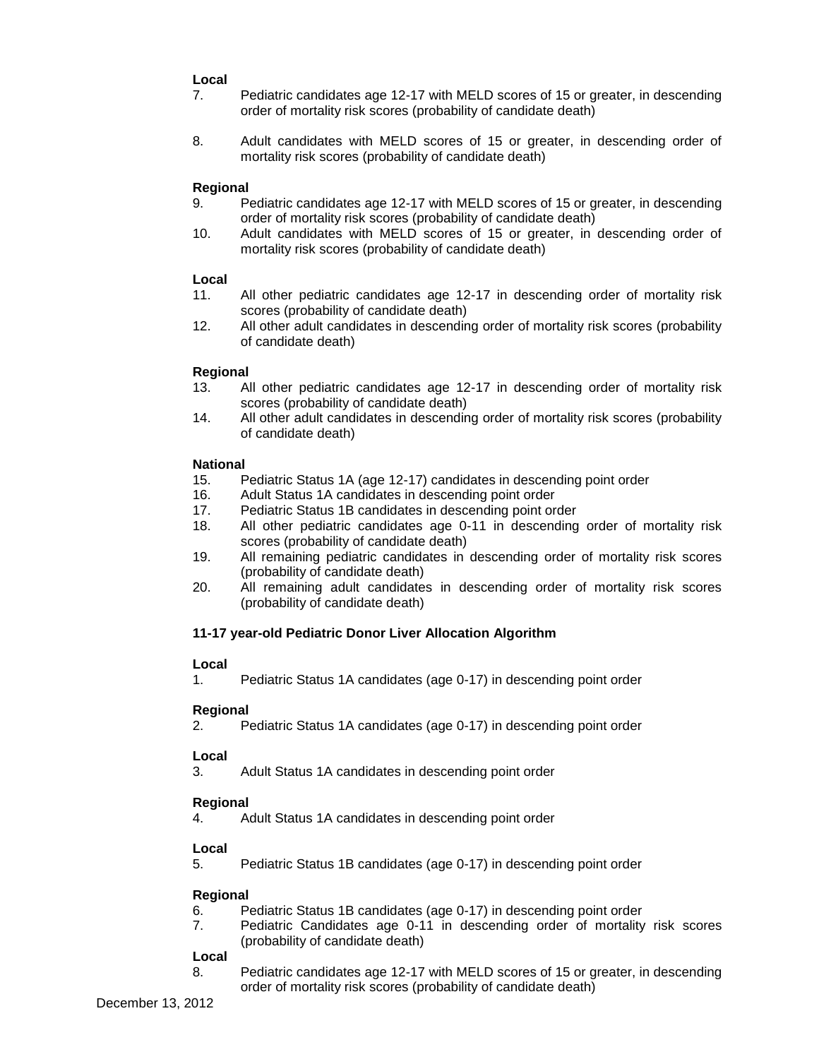**Local**

7. Pediatric candidates age 12-17 with MELD scores of 15 or greater, in descending order of mortality risk scores (probability of candidate death)

8. Adult candidates with MELD scores of 15 or greater, in descending order of mortality risk scores (probability of candidate death)

**Regional**

9. Pediatric candidates age 12-17 with MELD scores of 15 or greater, in descending order of mortality risk scores (probability of candidate death)
10. Adult candidates with MELD scores of 15 or greater, in descending order of mortality risk scores (probability of candidate death)

**Local**

11. All other pediatric candidates age 12-17 in descending order of mortality risk scores (probability of candidate death)
12. All other adult candidates in descending order of mortality risk scores (probability of candidate death)

**Regional**

13. All other pediatric candidates age 12-17 in descending order of mortality risk scores (probability of candidate death)
14. All other adult candidates in descending order of mortality risk scores (probability of candidate death)

**National**

15. Pediatric Status 1A (age 12-17) candidates in descending point order
16. Adult Status 1A candidates in descending point order
17. Pediatric Status 1B candidates in descending point order
18. All other pediatric candidates age 0-11 in descending order of mortality risk scores (probability of candidate death)
19. All remaining pediatric candidates in descending order of mortality risk scores (probability of candidate death)
20. All remaining adult candidates in descending order of mortality risk scores (probability of candidate death)

**11-17 year-old Pediatric Donor Liver Allocation Algorithm**

**Local**

1. Pediatric Status 1A candidates (age 0-17) in descending point order

**Regional**

2. Pediatric Status 1A candidates (age 0-17) in descending point order

**Local**

3. Adult Status 1A candidates in descending point order

**Regional**

4. Adult Status 1A candidates in descending point order

**Local**

5. Pediatric Status 1B candidates (age 0-17) in descending point order

**Regional**

6. Pediatric Status 1B candidates (age 0-17) in descending point order
7. Pediatric Candidates age 0-11 in descending order of mortality risk scores (probability of candidate death)

**Local**

8. Pediatric candidates age 12-17 with MELD scores of 15 or greater, in descending order of mortality risk scores (probability of candidate death)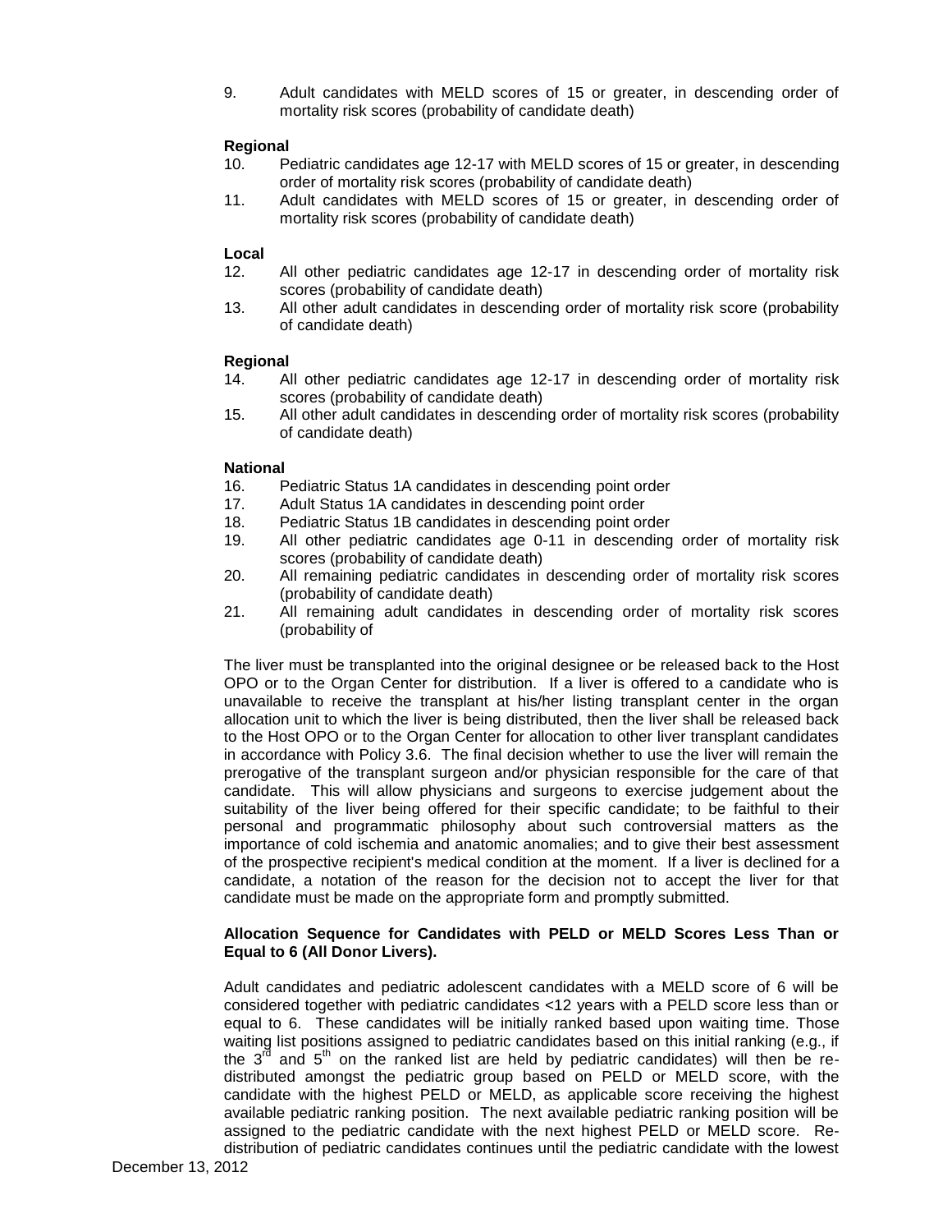9. Adult candidates with MELD scores of 15 or greater, in descending order of mortality risk scores (probability of candidate death)

**Regional**

10. Pediatric candidates age 12-17 with MELD scores of 15 or greater, in descending order of mortality risk scores (probability of candidate death)
11. Adult candidates with MELD scores of 15 or greater, in descending order of mortality risk scores (probability of candidate death)

**Local**

12. All other pediatric candidates age 12-17 in descending order of mortality risk scores (probability of candidate death)
13. All other adult candidates in descending order of mortality risk score (probability of candidate death)

**Regional**

14. All other pediatric candidates age 12-17 in descending order of mortality risk scores (probability of candidate death)
15. All other adult candidates in descending order of mortality risk scores (probability of candidate death)

**National**

16. Pediatric Status 1A candidates in descending point order
17. Adult Status 1A candidates in descending point order
18. Pediatric Status 1B candidates in descending point order
19. All other pediatric candidates age 0-11 in descending order of mortality risk scores (probability of candidate death)
20. All remaining pediatric candidates in descending order of mortality risk scores (probability of candidate death)
21. All remaining adult candidates in descending order of mortality risk scores (probability of

The liver must be transplanted into the original designee or be released back to the Host OPO or to the Organ Center for distribution. If a liver is offered to a candidate who is unavailable to receive the transplant at his/her listing transplant center in the organ allocation unit to which the liver is being distributed, then the liver shall be released back to the Host OPO or to the Organ Center for allocation to other liver transplant candidates in accordance with Policy 3.6. The final decision whether to use the liver will remain the prerogative of the transplant surgeon and/or physician responsible for the care of that candidate. This will allow physicians and surgeons to exercise judgement about the suitability of the liver being offered for their specific candidate; to be faithful to their personal and programmatic philosophy about such controversial matters as the importance of cold ischemia and anatomic anomalies; and to give their best assessment of the prospective recipient's medical condition at the moment. If a liver is declined for a candidate, a notation of the reason for the decision not to accept the liver for that candidate must be made on the appropriate form and promptly submitted.

**Allocation Sequence for Candidates with PELD or MELD Scores Less Than or Equal to 6 (All Donor Livers).**

Adult candidates and pediatric adolescent candidates with a MELD score of 6 will be considered together with pediatric candidates <12 years with a PELD score less than or equal to 6. These candidates will be initially ranked based upon waiting time. Those waiting list positions assigned to pediatric candidates based on this initial ranking (e.g., if the 3rd and 5th on the ranked list are held by pediatric candidates) will then be re-distributed amongst the pediatric group based on PELD or MELD score, with the candidate with the highest PELD or MELD, as applicable score receiving the highest available pediatric ranking position. The next available pediatric ranking position will be assigned to the pediatric candidate with the next highest PELD or MELD score. Re-distribution of pediatric candidates continues until the pediatric candidate with the lowest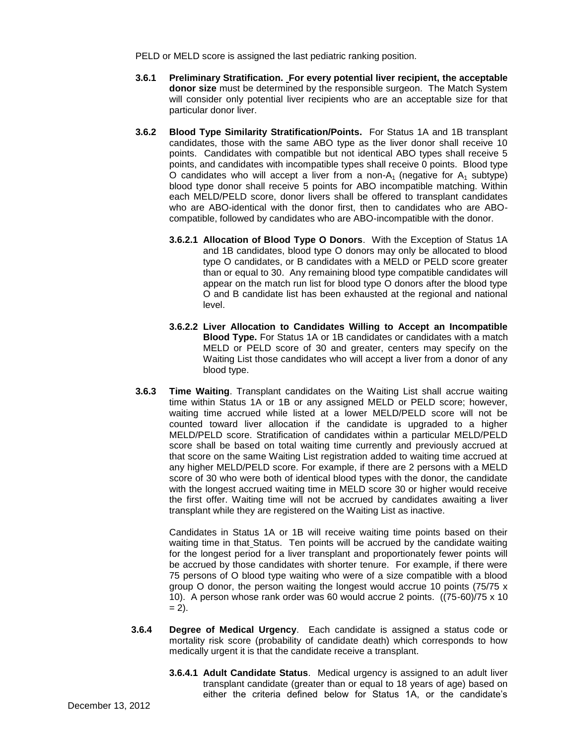PELD or MELD score is assigned the last pediatric ranking position.

**3.6.1 Preliminary Stratification. For every potential liver recipient, the acceptable donor size** must be determined by the responsible surgeon. The Match System will consider only potential liver recipients who are an acceptable size for that particular donor liver.

**3.6.2 Blood Type Similarity Stratification/Points.** For Status 1A and 1B transplant candidates, those with the same ABO type as the liver donor shall receive 10 points. Candidates with compatible but not identical ABO types shall receive 5 points, and candidates with incompatible types shall receive 0 points. Blood type O candidates who will accept a liver from a non-$A_1$ (negative for $A_1$ subtype) blood type donor shall receive 5 points for ABO incompatible matching. Within each MELD/PELD score, donor livers shall be offered to transplant candidates who are ABO-identical with the donor first, then to candidates who are ABO-compatible, followed by candidates who are ABO-incompatible with the donor.

**3.6.2.1 Allocation of Blood Type O Donors**. With the Exception of Status 1A and 1B candidates, blood type O donors may only be allocated to blood type O candidates, or B candidates with a MELD or PELD score greater than or equal to 30. Any remaining blood type compatible candidates will appear on the match run list for blood type O donors after the blood type O and B candidate list has been exhausted at the regional and national level.

**3.6.2.2 Liver Allocation to Candidates Willing to Accept an Incompatible Blood Type.** For Status 1A or 1B candidates or candidates with a match MELD or PELD score of 30 and greater, centers may specify on the Waiting List those candidates who will accept a liver from a donor of any blood type.

**3.6.3 Time Waiting**. Transplant candidates on the Waiting List shall accrue waiting time within Status 1A or 1B or any assigned MELD or PELD score; however, waiting time accrued while listed at a lower MELD/PELD score will not be counted toward liver allocation if the candidate is upgraded to a higher MELD/PELD score. Stratification of candidates within a particular MELD/PELD score shall be based on total waiting time currently and previously accrued at that score on the same Waiting List registration added to waiting time accrued at any higher MELD/PELD score. For example, if there are 2 persons with a MELD score of 30 who were both of identical blood types with the donor, the candidate with the longest accrued waiting time in MELD score 30 or higher would receive the first offer. Waiting time will not be accrued by candidates awaiting a liver transplant while they are registered on the Waiting List as inactive.

Candidates in Status 1A or 1B will receive waiting time points based on their waiting time in that Status. Ten points will be accrued by the candidate waiting for the longest period for a liver transplant and proportionately fewer points will be accrued by those candidates with shorter tenure. For example, if there were 75 persons of O blood type waiting who were of a size compatible with a blood group O donor, the person waiting the longest would accrue 10 points (75/75 x 10). A person whose rank order was 60 would accrue 2 points. ((75-60)/75 x 10 = 2).

**3.6.4 Degree of Medical Urgency**. Each candidate is assigned a status code or mortality risk score (probability of candidate death) which corresponds to how medically urgent it is that the candidate receive a transplant.

**3.6.4.1 Adult Candidate Status**. Medical urgency is assigned to an adult liver transplant candidate (greater than or equal to 18 years of age) based on either the criteria defined below for Status 1A, or the candidate's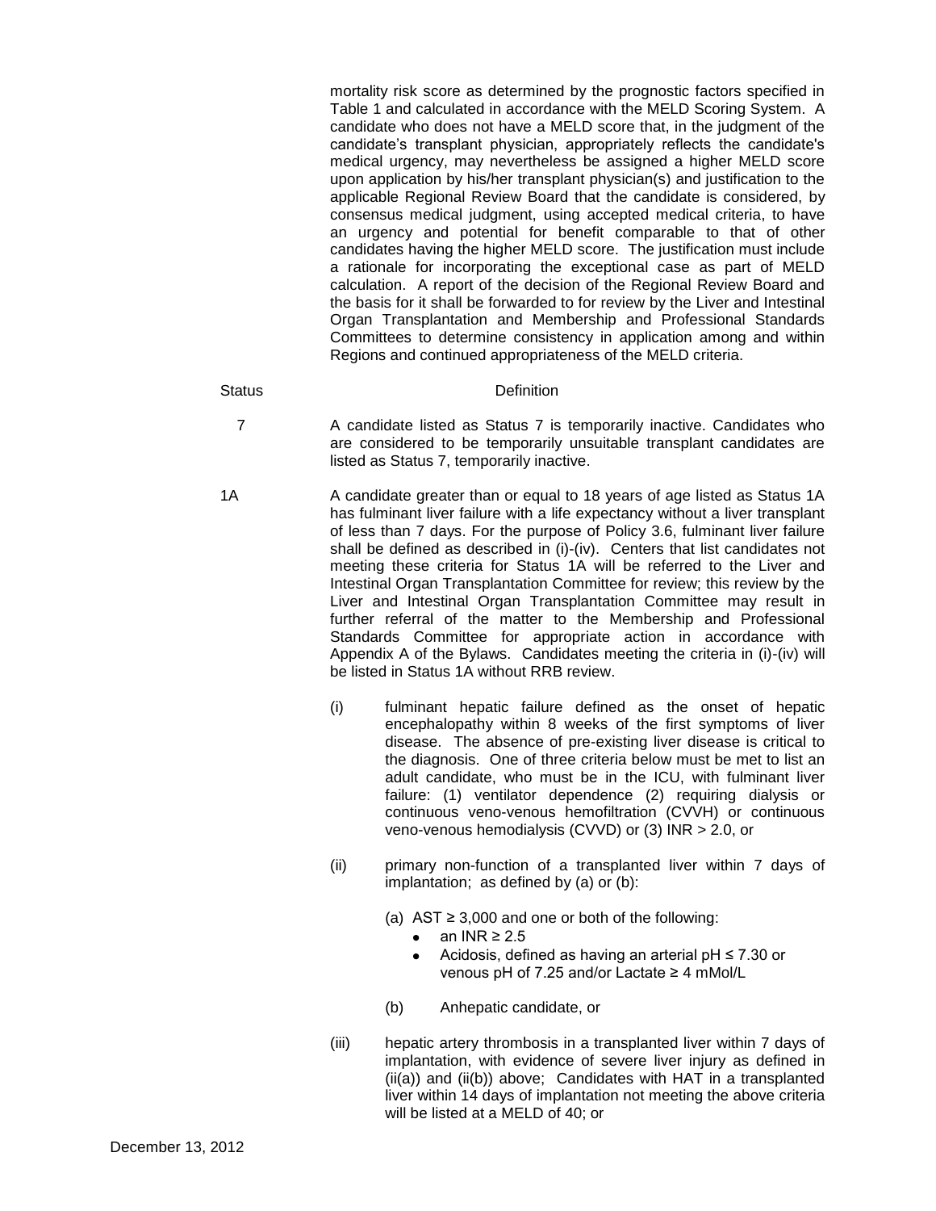mortality risk score as determined by the prognostic factors specified in Table 1 and calculated in accordance with the MELD Scoring System. A candidate who does not have a MELD score that, in the judgment of the candidate's transplant physician, appropriately reflects the candidate's medical urgency, may nevertheless be assigned a higher MELD score upon application by his/her transplant physician(s) and justification to the applicable Regional Review Board that the candidate is considered, by consensus medical judgment, using accepted medical criteria, to have an urgency and potential for benefit comparable to that of other candidates having the higher MELD score. The justification must include a rationale for incorporating the exceptional case as part of MELD calculation. A report of the decision of the Regional Review Board and the basis for it shall be forwarded to for review by the Liver and Intestinal Organ Transplantation and Membership and Professional Standards Committees to determine consistency in application among and within Regions and continued appropriateness of the MELD criteria.

| Status | Definition |
|---|---|
| 7 | A candidate listed as Status 7 is temporarily inactive. Candidates who are considered to be temporarily unsuitable transplant candidates are listed as Status 7, temporarily inactive. |
| 1A | A candidate greater than or equal to 18 years of age listed as Status 1A has fulminant liver failure with a life expectancy without a liver transplant of less than 7 days. For the purpose of Policy 3.6, fulminant liver failure shall be defined as described in (i)-(iv). Centers that list candidates not meeting these criteria for Status 1A will be referred to the Liver and Intestinal Organ Transplantation Committee for review; this review by the Liver and Intestinal Organ Transplantation Committee may result in further referral of the matter to the Membership and Professional Standards Committee for appropriate action in accordance with Appendix A of the Bylaws. Candidates meeting the criteria in (i)-(iv) will be listed in Status 1A without RRB review. |

(i) fulminant hepatic failure defined as the onset of hepatic encephalopathy within 8 weeks of the first symptoms of liver disease. The absence of pre-existing liver disease is critical to the diagnosis. One of three criteria below must be met to list an adult candidate, who must be in the ICU, with fulminant liver failure: (1) ventilator dependence (2) requiring dialysis or continuous veno-venous hemofiltration (CVVH) or continuous veno-venous hemodialysis (CVVD) or (3) INR > 2.0, or

(ii) primary non-function of a transplanted liver within 7 days of implantation; as defined by (a) or (b):

(a) AST ≥ 3,000 and one or both of the following:
- an INR ≥ 2.5
- Acidosis, defined as having an arterial pH ≤ 7.30 or venous pH of 7.25 and/or Lactate ≥ 4 mMol/L

(b) Anhepatic candidate, or

(iii) hepatic artery thrombosis in a transplanted liver within 7 days of implantation, with evidence of severe liver injury as defined in (ii(a)) and (ii(b)) above; Candidates with HAT in a transplanted liver within 14 days of implantation not meeting the above criteria will be listed at a MELD of 40; or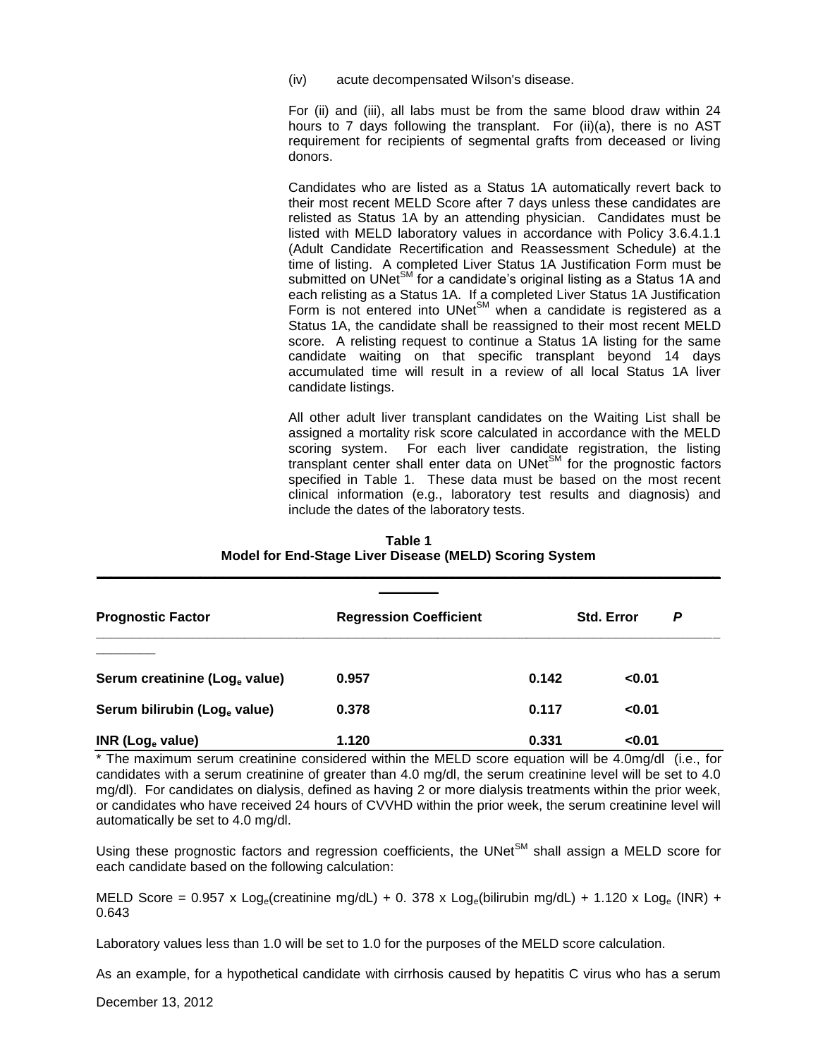(iv) acute decompensated Wilson's disease.

For (ii) and (iii), all labs must be from the same blood draw within 24 hours to 7 days following the transplant. For (ii)(a), there is no AST requirement for recipients of segmental grafts from deceased or living donors.

Candidates who are listed as a Status 1A automatically revert back to their most recent MELD Score after 7 days unless these candidates are relisted as Status 1A by an attending physician. Candidates must be listed with MELD laboratory values in accordance with Policy 3.6.4.1.1 (Adult Candidate Recertification and Reassessment Schedule) at the time of listing. A completed Liver Status 1A Justification Form must be submitted on UNet[SM] for a candidate's original listing as a Status 1A and each relisting as a Status 1A. If a completed Liver Status 1A Justification Form is not entered into UNet[SM] when a candidate is registered as a Status 1A, the candidate shall be reassigned to their most recent MELD score. A relisting request to continue a Status 1A listing for the same candidate waiting on that specific transplant beyond 14 days accumulated time will result in a review of all local Status 1A liver candidate listings.

All other adult liver transplant candidates on the Waiting List shall be assigned a mortality risk score calculated in accordance with the MELD scoring system. For each liver candidate registration, the listing transplant center shall enter data on UNet[SM] for the prognostic factors specified in Table 1. These data must be based on the most recent clinical information (e.g., laboratory test results and diagnosis) and include the dates of the laboratory tests.

**Table 1**
**Model for End-Stage Liver Disease (MELD) Scoring System**

| Prognostic Factor | Regression Coefficient | Std. Error | P |
|---|---|---|---|
| Serum creatinine ($Log_e$ value) | 0.957 | 0.142 | <0.01 |
| Serum bilirubin ($Log_e$ value) | 0.378 | 0.117 | <0.01 |
| INR ($Log_e$ value) | 1.120 | 0.331 | <0.01 |

* The maximum serum creatinine considered within the MELD score equation will be 4.0mg/dl (i.e., for candidates with a serum creatinine of greater than 4.0 mg/dl, the serum creatinine level will be set to 4.0 mg/dl). For candidates on dialysis, defined as having 2 or more dialysis treatments within the prior week, or candidates who have received 24 hours of CVVHD within the prior week, the serum creatinine level will automatically be set to 4.0 mg/dl.

Using these prognostic factors and regression coefficients, the UNet[SM] shall assign a MELD score for each candidate based on the following calculation:

MELD Score = $0.957 \times Log_e(\text{creatinine mg/dL}) + 0.378 \times Log_e(\text{bilirubin mg/dL}) + 1.120 \times Log_e(\text{INR}) + 0.643$

Laboratory values less than 1.0 will be set to 1.0 for the purposes of the MELD score calculation.

As an example, for a hypothetical candidate with cirrhosis caused by hepatitis C virus who has a serum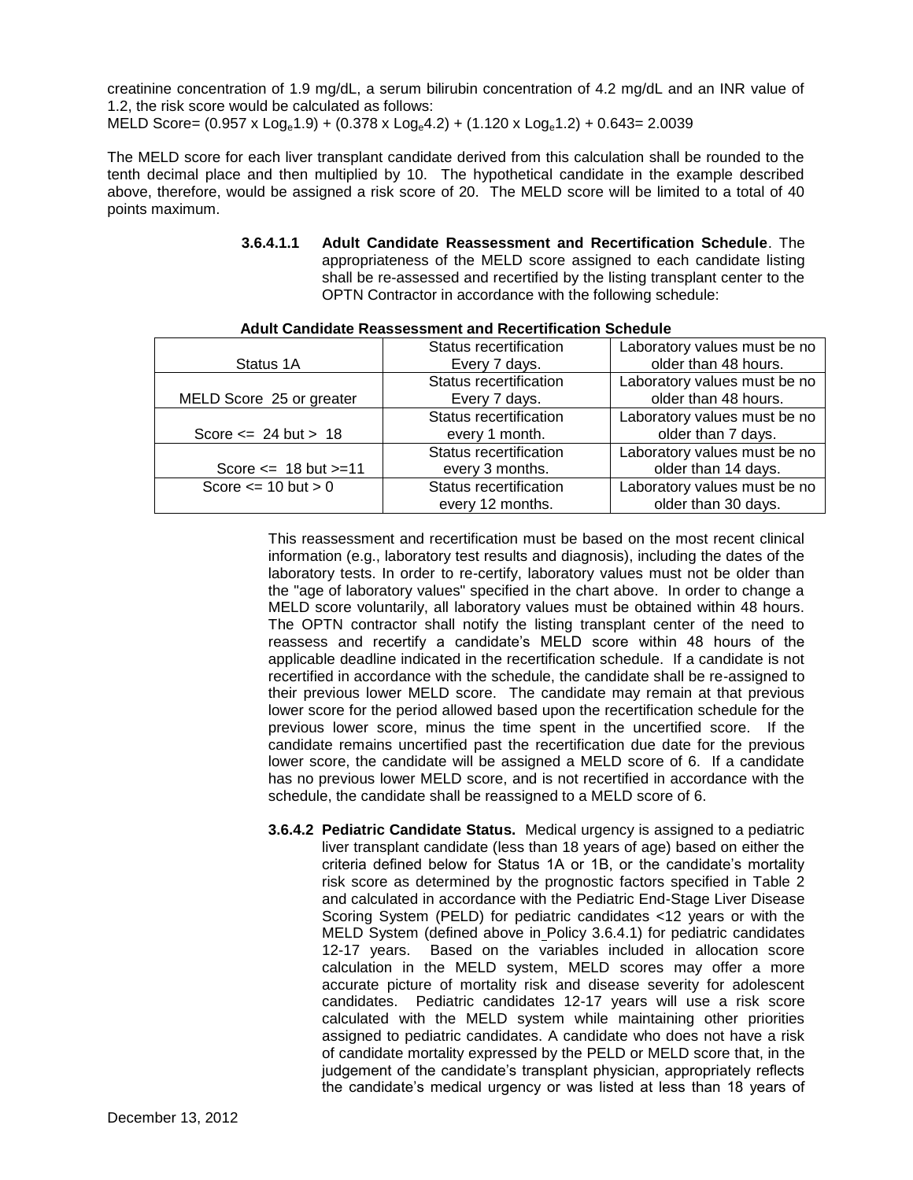creatinine concentration of 1.9 mg/dL, a serum bilirubin concentration of 4.2 mg/dL and an INR value of 1.2, the risk score would be calculated as follows:
MELD Score= $(0.957 \times \text{Log}_e 1.9) + (0.378 \times \text{Log}_e 4.2) + (1.120 \times \text{Log}_e 1.2) + 0.643 = 2.0039$

The MELD score for each liver transplant candidate derived from this calculation shall be rounded to the tenth decimal place and then multiplied by 10. The hypothetical candidate in the example described above, therefore, would be assigned a risk score of 20. The MELD score will be limited to a total of 40 points maximum.

**3.6.4.1.1 Adult Candidate Reassessment and Recertification Schedule**. The appropriateness of the MELD score assigned to each candidate listing shall be re-assessed and recertified by the listing transplant center to the OPTN Contractor in accordance with the following schedule:

**Adult Candidate Reassessment and Recertification Schedule**

| | | |
|---|---|---|
| Status 1A | Status recertification Every 7 days. | Laboratory values must be no older than 48 hours. |
| MELD Score 25 or greater | Status recertification Every 7 days. | Laboratory values must be no older than 48 hours. |
| Score <= 24 but > 18 | Status recertification every 1 month. | Laboratory values must be no older than 7 days. |
| Score <= 18 but >=11 | Status recertification every 3 months. | Laboratory values must be no older than 14 days. |
| Score <= 10 but > 0 | Status recertification every 12 months. | Laboratory values must be no older than 30 days. |

This reassessment and recertification must be based on the most recent clinical information (e.g., laboratory test results and diagnosis), including the dates of the laboratory tests. In order to re-certify, laboratory values must not be older than the "age of laboratory values" specified in the chart above. In order to change a MELD score voluntarily, all laboratory values must be obtained within 48 hours. The OPTN contractor shall notify the listing transplant center of the need to reassess and recertify a candidate's MELD score within 48 hours of the applicable deadline indicated in the recertification schedule. If a candidate is not recertified in accordance with the schedule, the candidate shall be re-assigned to their previous lower MELD score. The candidate may remain at that previous lower score for the period allowed based upon the recertification schedule for the previous lower score, minus the time spent in the uncertified score. If the candidate remains uncertified past the recertification due date for the previous lower score, the candidate will be assigned a MELD score of 6. If a candidate has no previous lower MELD score, and is not recertified in accordance with the schedule, the candidate shall be reassigned to a MELD score of 6.

**3.6.4.2 Pediatric Candidate Status.** Medical urgency is assigned to a pediatric liver transplant candidate (less than 18 years of age) based on either the criteria defined below for Status 1A or 1B, or the candidate's mortality risk score as determined by the prognostic factors specified in Table 2 and calculated in accordance with the Pediatric End-Stage Liver Disease Scoring System (PELD) for pediatric candidates <12 years or with the MELD System (defined above in Policy 3.6.4.1) for pediatric candidates 12-17 years. Based on the variables included in allocation score calculation in the MELD system, MELD scores may offer a more accurate picture of mortality risk and disease severity for adolescent candidates. Pediatric candidates 12-17 years will use a risk score calculated with the MELD system while maintaining other priorities assigned to pediatric candidates. A candidate who does not have a risk of candidate mortality expressed by the PELD or MELD score that, in the judgement of the candidate's transplant physician, appropriately reflects the candidate's medical urgency or was listed at less than 18 years of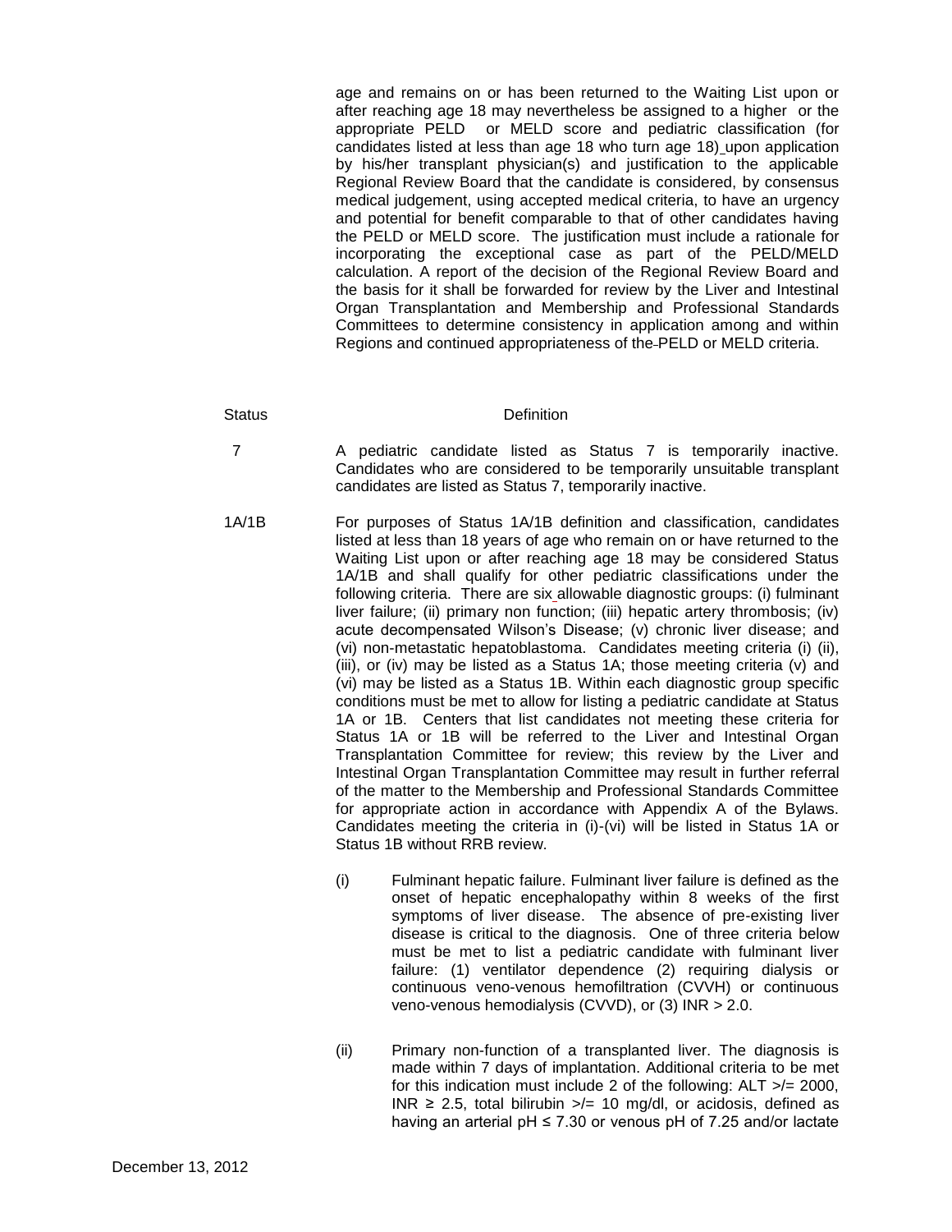age and remains on or has been returned to the Waiting List upon or after reaching age 18 may nevertheless be assigned to a higher or the appropriate PELD or MELD score and pediatric classification (for candidates listed at less than age 18 who turn age 18) upon application by his/her transplant physician(s) and justification to the applicable Regional Review Board that the candidate is considered, by consensus medical judgement, using accepted medical criteria, to have an urgency and potential for benefit comparable to that of other candidates having the PELD or MELD score. The justification must include a rationale for incorporating the exceptional case as part of the PELD/MELD calculation. A report of the decision of the Regional Review Board and the basis for it shall be forwarded for review by the Liver and Intestinal Organ Transplantation and Membership and Professional Standards Committees to determine consistency in application among and within Regions and continued appropriateness of the PELD or MELD criteria.

| Status | Definition |
|---|---|
| 7 | A pediatric candidate listed as Status 7 is temporarily inactive. Candidates who are considered to be temporarily unsuitable transplant candidates are listed as Status 7, temporarily inactive. |
| 1A/1B | For purposes of Status 1A/1B definition and classification, candidates listed at less than 18 years of age who remain on or have returned to the Waiting List upon or after reaching age 18 may be considered Status 1A/1B and shall qualify for other pediatric classifications under the following criteria. There are six allowable diagnostic groups: (i) fulminant liver failure; (ii) primary non function; (iii) hepatic artery thrombosis; (iv) acute decompensated Wilson's Disease; (v) chronic liver disease; and (vi) non-metastatic hepatoblastoma. Candidates meeting criteria (i) (ii), (iii), or (iv) may be listed as a Status 1A; those meeting criteria (v) and (vi) may be listed as a Status 1B. Within each diagnostic group specific conditions must be met to allow for listing a pediatric candidate at Status 1A or 1B. Centers that list candidates not meeting these criteria for Status 1A or 1B will be referred to the Liver and Intestinal Organ Transplantation Committee for review; this review by the Liver and Intestinal Organ Transplantation Committee may result in further referral of the matter to the Membership and Professional Standards Committee for appropriate action in accordance with Appendix A of the Bylaws. Candidates meeting the criteria in (i)-(vi) will be listed in Status 1A or Status 1B without RRB review. |

(i) Fulminant hepatic failure. Fulminant liver failure is defined as the onset of hepatic encephalopathy within 8 weeks of the first symptoms of liver disease. The absence of pre-existing liver disease is critical to the diagnosis. One of three criteria below must be met to list a pediatric candidate with fulminant liver failure: (1) ventilator dependence (2) requiring dialysis or continuous veno-venous hemofiltration (CVVH) or continuous veno-venous hemodialysis (CVVD), or (3) INR > 2.0.

(ii) Primary non-function of a transplanted liver. The diagnosis is made within 7 days of implantation. Additional criteria to be met for this indication must include 2 of the following: ALT >/= 2000, INR ≥ 2.5, total bilirubin >/= 10 mg/dl, or acidosis, defined as having an arterial pH ≤ 7.30 or venous pH of 7.25 and/or lactate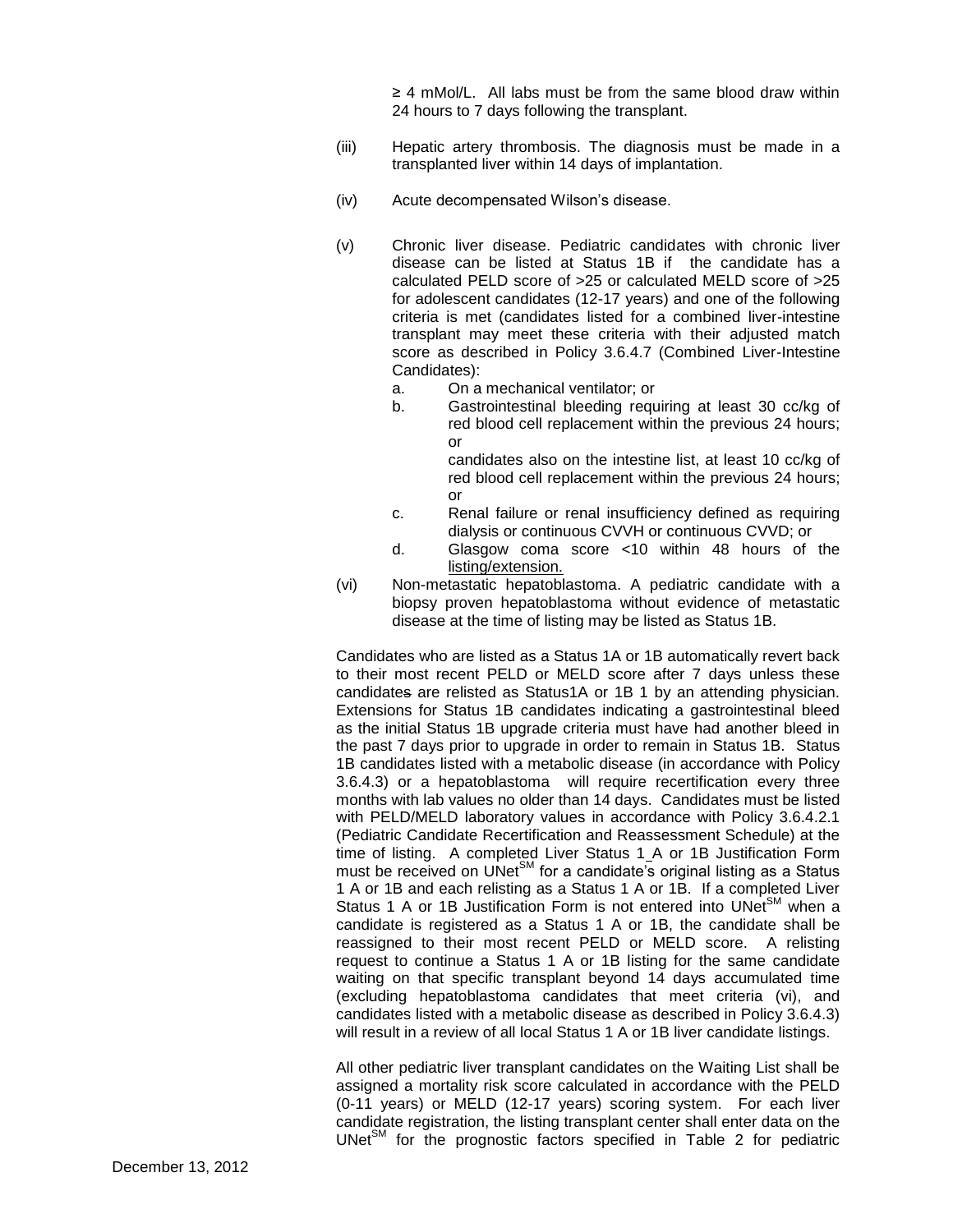≥ 4 mMol/L. All labs must be from the same blood draw within 24 hours to 7 days following the transplant.

(iii) Hepatic artery thrombosis. The diagnosis must be made in a transplanted liver within 14 days of implantation.

(iv) Acute decompensated Wilson's disease.

(v) Chronic liver disease. Pediatric candidates with chronic liver disease can be listed at Status 1B if the candidate has a calculated PELD score of >25 or calculated MELD score of >25 for adolescent candidates (12-17 years) and one of the following criteria is met (candidates listed for a combined liver-intestine transplant may meet these criteria with their adjusted match score as described in Policy 3.6.4.7 (Combined Liver-Intestine Candidates):

a. On a mechanical ventilator; or

b. Gastrointestinal bleeding requiring at least 30 cc/kg of red blood cell replacement within the previous 24 hours; or

   candidates also on the intestine list, at least 10 cc/kg of red blood cell replacement within the previous 24 hours; or

c. Renal failure or renal insufficiency defined as requiring dialysis or continuous CVVH or continuous CVVD; or

d. Glasgow coma score <10 within 48 hours of the listing/extension.

(vi) Non-metastatic hepatoblastoma. A pediatric candidate with a biopsy proven hepatoblastoma without evidence of metastatic disease at the time of listing may be listed as Status 1B.

Candidates who are listed as a Status 1A or 1B automatically revert back to their most recent PELD or MELD score after 7 days unless these candidates are relisted as Status1A or 1B 1 by an attending physician. Extensions for Status 1B candidates indicating a gastrointestinal bleed as the initial Status 1B upgrade criteria must have had another bleed in the past 7 days prior to upgrade in order to remain in Status 1B. Status 1B candidates listed with a metabolic disease (in accordance with Policy 3.6.4.3) or a hepatoblastoma will require recertification every three months with lab values no older than 14 days. Candidates must be listed with PELD/MELD laboratory values in accordance with Policy 3.6.4.2.1 (Pediatric Candidate Recertification and Reassessment Schedule) at the time of listing. A completed Liver Status 1 A or 1B Justification Form must be received on UNet[SM] for a candidate's original listing as a Status 1 A or 1B and each relisting as a Status 1 A or 1B. If a completed Liver Status 1 A or 1B Justification Form is not entered into UNet[SM] when a candidate is registered as a Status 1 A or 1B, the candidate shall be reassigned to their most recent PELD or MELD score. A relisting request to continue a Status 1 A or 1B listing for the same candidate waiting on that specific transplant beyond 14 days accumulated time (excluding hepatoblastoma candidates that meet criteria (vi), and candidates listed with a metabolic disease as described in Policy 3.6.4.3) will result in a review of all local Status 1 A or 1B liver candidate listings.

All other pediatric liver transplant candidates on the Waiting List shall be assigned a mortality risk score calculated in accordance with the PELD (0-11 years) or MELD (12-17 years) scoring system. For each liver candidate registration, the listing transplant center shall enter data on the UNet[SM] for the prognostic factors specified in Table 2 for pediatric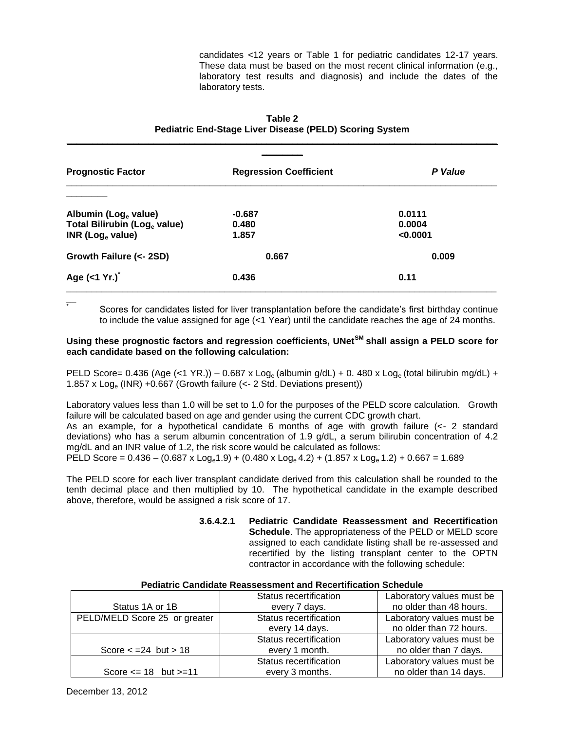candidates <12 years or Table 1 for pediatric candidates 12-17 years. These data must be based on the most recent clinical information (e.g., laboratory test results and diagnosis) and include the dates of the laboratory tests.

**Table 2**
**Pediatric End-Stage Liver Disease (PELD) Scoring System**

| **Prognostic Factor** | **Regression Coefficient** | ***P Value*** |
|---|---|---|
| **Albumin ($Log_e$ value)** | **-0.687** | **0.0111** |
| **Total Bilirubin ($Log_e$ value)** | **0.480** | **0.0004** |
| **INR ($Log_e$ value)** | **1.857** | **<0.0001** |
| **Growth Failure (<- 2SD)** | **0.667** | **0.009** |
| **Age (<1 Yr.)*** | **0.436** | **0.11** |

\* Scores for candidates listed for liver transplantation before the candidate's first birthday continue to include the value assigned for age (<1 Year) until the candidate reaches the age of 24 months.

**Using these prognostic factors and regression coefficients, UNet[SM] shall assign a PELD score for each candidate based on the following calculation:**

PELD Score= 0.436 (Age (<1 YR.)) – 0.687 x $Log_e$ (albumin g/dL) + 0. 480 x $Log_e$ (total bilirubin mg/dL) + 1.857 x $Log_e$ (INR) +0.667 (Growth failure (<- 2 Std. Deviations present))

Laboratory values less than 1.0 will be set to 1.0 for the purposes of the PELD score calculation. Growth failure will be calculated based on age and gender using the current CDC growth chart.

As an example, for a hypothetical candidate 6 months of age with growth failure (<- 2 standard deviations) who has a serum albumin concentration of 1.9 g/dL, a serum bilirubin concentration of 4.2 mg/dL and an INR value of 1.2, the risk score would be calculated as follows:

PELD Score = 0.436 – (0.687 x $Log_e$1.9) + (0.480 x $Log_e$ 4.2) + (1.857 x $Log_e$ 1.2) + 0.667 = 1.689

The PELD score for each liver transplant candidate derived from this calculation shall be rounded to the tenth decimal place and then multiplied by 10. The hypothetical candidate in the example described above, therefore, would be assigned a risk score of 17.

**3.6.4.2.1 Pediatric Candidate Reassessment and Recertification Schedule**. The appropriateness of the PELD or MELD score assigned to each candidate listing shall be re-assessed and recertified by the listing transplant center to the OPTN contractor in accordance with the following schedule:

**Pediatric Candidate Reassessment and Recertification Schedule**

| | | |
|---|---|---|
| Status 1A or 1B | Status recertification every 7 days. | Laboratory values must be no older than 48 hours. |
| PELD/MELD Score 25 or greater | Status recertification every 14 days. | Laboratory values must be no older than 72 hours. |
| Score < =24 but > 18 | Status recertification every 1 month. | Laboratory values must be no older than 7 days. |
| Score <= 18 but >=11 | Status recertification every 3 months. | Laboratory values must be no older than 14 days. |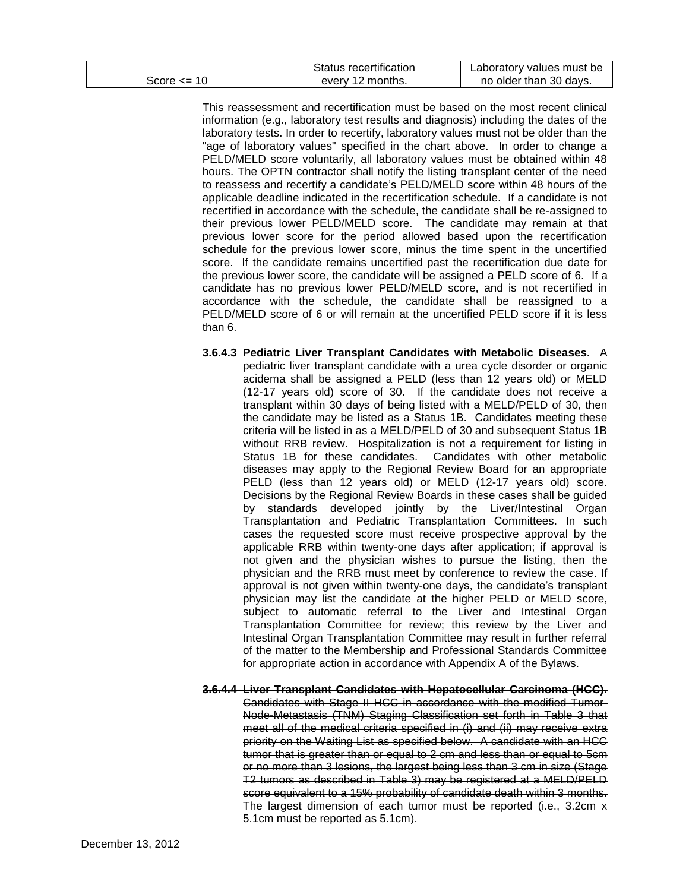| Score <= 10 | Status recertification every 12 months. | Laboratory values must be no older than 30 days. |
|---|---|---|

This reassessment and recertification must be based on the most recent clinical information (e.g., laboratory test results and diagnosis) including the dates of the laboratory tests. In order to recertify, laboratory values must not be older than the "age of laboratory values" specified in the chart above. In order to change a PELD/MELD score voluntarily, all laboratory values must be obtained within 48 hours. The OPTN contractor shall notify the listing transplant center of the need to reassess and recertify a candidate's PELD/MELD score within 48 hours of the applicable deadline indicated in the recertification schedule. If a candidate is not recertified in accordance with the schedule, the candidate shall be re-assigned to their previous lower PELD/MELD score. The candidate may remain at that previous lower score for the period allowed based upon the recertification schedule for the previous lower score, minus the time spent in the uncertified score. If the candidate remains uncertified past the recertification due date for the previous lower score, the candidate will be assigned a PELD score of 6. If a candidate has no previous lower PELD/MELD score, and is not recertified in accordance with the schedule, the candidate shall be reassigned to a PELD/MELD score of 6 or will remain at the uncertified PELD score if it is less than 6.

**3.6.4.3 Pediatric Liver Transplant Candidates with Metabolic Diseases.** A pediatric liver transplant candidate with a urea cycle disorder or organic acidema shall be assigned a PELD (less than 12 years old) or MELD (12-17 years old) score of 30. If the candidate does not receive a transplant within 30 days of being listed with a MELD/PELD of 30, then the candidate may be listed as a Status 1B. Candidates meeting these criteria will be listed in as a MELD/PELD of 30 and subsequent Status 1B without RRB review. Hospitalization is not a requirement for listing in Status 1B for these candidates. Candidates with other metabolic diseases may apply to the Regional Review Board for an appropriate PELD (less than 12 years old) or MELD (12-17 years old) score. Decisions by the Regional Review Boards in these cases shall be guided by standards developed jointly by the Liver/Intestinal Organ Transplantation and Pediatric Transplantation Committees. In such cases the requested score must receive prospective approval by the applicable RRB within twenty-one days after application; if approval is not given and the physician wishes to pursue the listing, then the physician and the RRB must meet by conference to review the case. If approval is not given within twenty-one days, the candidate's transplant physician may list the candidate at the higher PELD or MELD score, subject to automatic referral to the Liver and Intestinal Organ Transplantation Committee for review; this review by the Liver and Intestinal Organ Transplantation Committee may result in further referral of the matter to the Membership and Professional Standards Committee for appropriate action in accordance with Appendix A of the Bylaws.

~~**3.6.4.4 Liver Transplant Candidates with Hepatocellular Carcinoma (HCC).** Candidates with Stage II HCC in accordance with the modified Tumor-Node-Metastasis (TNM) Staging Classification set forth in Table 3 that meet all of the medical criteria specified in (i) and (ii) may receive extra priority on the Waiting List as specified below. A candidate with an HCC tumor that is greater than or equal to 2 cm and less than or equal to 5cm or no more than 3 lesions, the largest being less than 3 cm in size (Stage T2 tumors as described in Table 3) may be registered at a MELD/PELD score equivalent to a 15% probability of candidate death within 3 months. The largest dimension of each tumor must be reported (i.e., 3.2cm x 5.1cm must be reported as 5.1cm).~~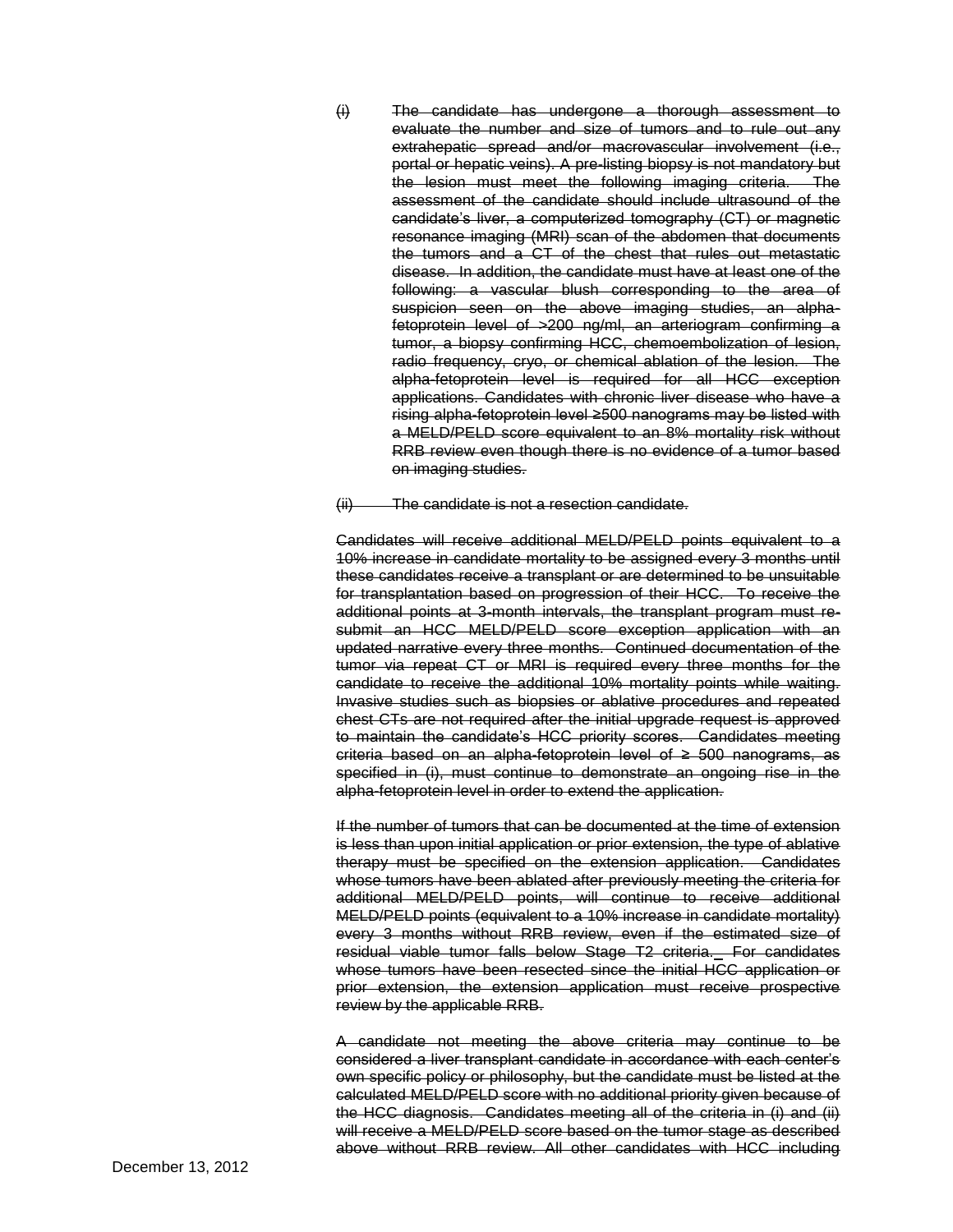~~(i) The candidate has undergone a thorough assessment to evaluate the number and size of tumors and to rule out any extrahepatic spread and/or macrovascular involvement (i.e., portal or hepatic veins). A pre-listing biopsy is not mandatory but the lesion must meet the following imaging criteria. The assessment of the candidate should include ultrasound of the candidate's liver, a computerized tomography (CT) or magnetic resonance imaging (MRI) scan of the abdomen that documents the tumors and a CT of the chest that rules out metastatic disease. In addition, the candidate must have at least one of the following: a vascular blush corresponding to the area of suspicion seen on the above imaging studies, an alpha-fetoprotein level of >200 ng/ml, an arteriogram confirming a tumor, a biopsy confirming HCC, chemoembolization of lesion, radio frequency, cryo, or chemical ablation of the lesion. The alpha-fetoprotein level is required for all HCC exception applications. Candidates with chronic liver disease who have a rising alpha-fetoprotein level ≥500 nanograms may be listed with a MELD/PELD score equivalent to an 8% mortality risk without RRB review even though there is no evidence of a tumor based on imaging studies.~~

~~(ii) The candidate is not a resection candidate.~~

~~Candidates will receive additional MELD/PELD points equivalent to a 10% increase in candidate mortality to be assigned every 3 months until these candidates receive a transplant or are determined to be unsuitable for transplantation based on progression of their HCC. To receive the additional points at 3-month intervals, the transplant program must re-submit an HCC MELD/PELD score exception application with an updated narrative every three months. Continued documentation of the tumor via repeat CT or MRI is required every three months for the candidate to receive the additional 10% mortality points while waiting. Invasive studies such as biopsies or ablative procedures and repeated chest CTs are not required after the initial upgrade request is approved to maintain the candidate's HCC priority scores. Candidates meeting criteria based on an alpha-fetoprotein level of ≥ 500 nanograms, as specified in (i), must continue to demonstrate an ongoing rise in the alpha-fetoprotein level in order to extend the application.~~

~~If the number of tumors that can be documented at the time of extension is less than upon initial application or prior extension, the type of ablative therapy must be specified on the extension application. Candidates whose tumors have been ablated after previously meeting the criteria for additional MELD/PELD points, will continue to receive additional MELD/PELD points (equivalent to a 10% increase in candidate mortality) every 3 months without RRB review, even if the estimated size of residual viable tumor falls below Stage T2 criteria. For candidates whose tumors have been resected since the initial HCC application or prior extension, the extension application must receive prospective review by the applicable RRB.~~

~~A candidate not meeting the above criteria may continue to be considered a liver transplant candidate in accordance with each center's own specific policy or philosophy, but the candidate must be listed at the calculated MELD/PELD score with no additional priority given because of the HCC diagnosis. Candidates meeting all of the criteria in (i) and (ii) will receive a MELD/PELD score based on the tumor stage as described above without RRB review. All other candidates with HCC including~~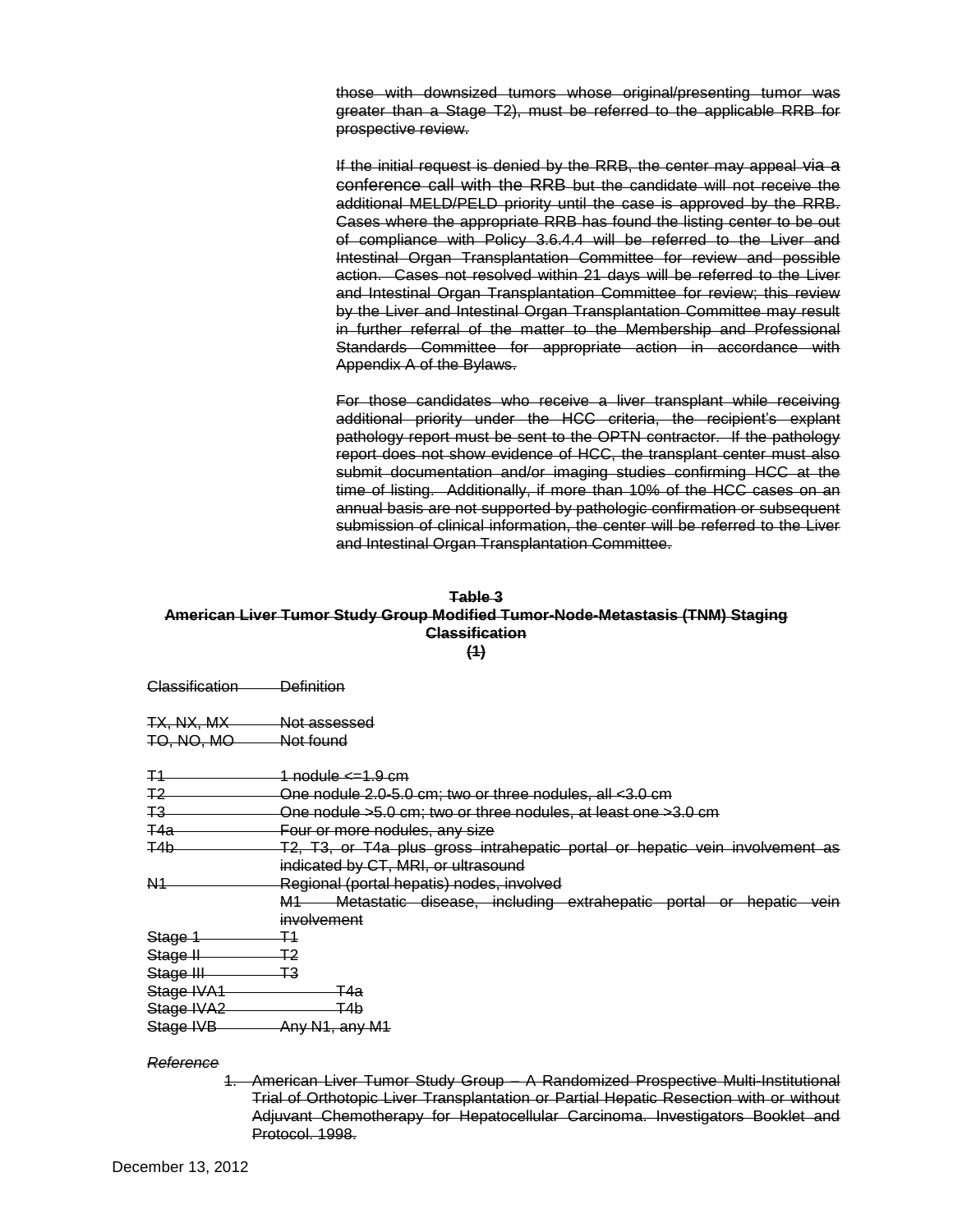~~those with downsized tumors whose original/presenting tumor was greater than a Stage T2), must be referred to the applicable RRB for prospective review.~~

~~If the initial request is denied by the RRB, the center may appeal via a conference call with the RRB but the candidate will not receive the additional MELD/PELD priority until the case is approved by the RRB. Cases where the appropriate RRB has found the listing center to be out of compliance with Policy 3.6.4.4 will be referred to the Liver and Intestinal Organ Transplantation Committee for review and possible action. Cases not resolved within 21 days will be referred to the Liver and Intestinal Organ Transplantation Committee for review; this review by the Liver and Intestinal Organ Transplantation Committee may result in further referral of the matter to the Membership and Professional Standards Committee for appropriate action in accordance with Appendix A of the Bylaws.~~

~~For those candidates who receive a liver transplant while receiving additional priority under the HCC criteria, the recipient's explant pathology report must be sent to the OPTN contractor. If the pathology report does not show evidence of HCC, the transplant center must also submit documentation and/or imaging studies confirming HCC at the time of listing. Additionally, if more than 10% of the HCC cases on an annual basis are not supported by pathologic confirmation or subsequent submission of clinical information, the center will be referred to the Liver and Intestinal Organ Transplantation Committee.~~

**~~Table 3~~**

**~~American Liver Tumor Study Group Modified Tumor-Node-Metastasis (TNM) Staging Classification~~**

**~~(1)~~**

| ~~Classification~~ | ~~Definition~~ |
|---|---|
| ~~TX, NX, MX~~ | ~~Not assessed~~ |
| ~~TO, NO, MO~~ | ~~Not found~~ |
| ~~T1~~ | ~~1 nodule <=1.9 cm~~ |
| ~~T2~~ | ~~One nodule 2.0-5.0 cm; two or three nodules, all <3.0 cm~~ |
| ~~T3~~ | ~~One nodule >5.0 cm; two or three nodules, at least one >3.0 cm~~ |
| ~~T4a~~ | ~~Four or more nodules, any size~~ |
| ~~T4b~~ | ~~T2, T3, or T4a plus gross intrahepatic portal or hepatic vein involvement as indicated by CT, MRI, or ultrasound~~ |
| ~~N1~~ | ~~Regional (portal hepatis) nodes, involved~~ |
| | ~~M1 Metastatic disease, including extrahepatic portal or hepatic vein involvement~~ |
| ~~Stage 1~~ | ~~T1~~ |
| ~~Stage II~~ | ~~T2~~ |
| ~~Stage III~~ | ~~T3~~ |
| ~~Stage IVA1~~ | ~~T4a~~ |
| ~~Stage IVA2~~ | ~~T4b~~ |
| ~~Stage IVB~~ | ~~Any N1, any M1~~ |

*~~Reference~~*

1. ~~American Liver Tumor Study Group – A Randomized Prospective Multi-Institutional Trial of Orthotopic Liver Transplantation or Partial Hepatic Resection with or without Adjuvant Chemotherapy for Hepatocellular Carcinoma. Investigators Booklet and Protocol. 1998.~~

December 13, 2012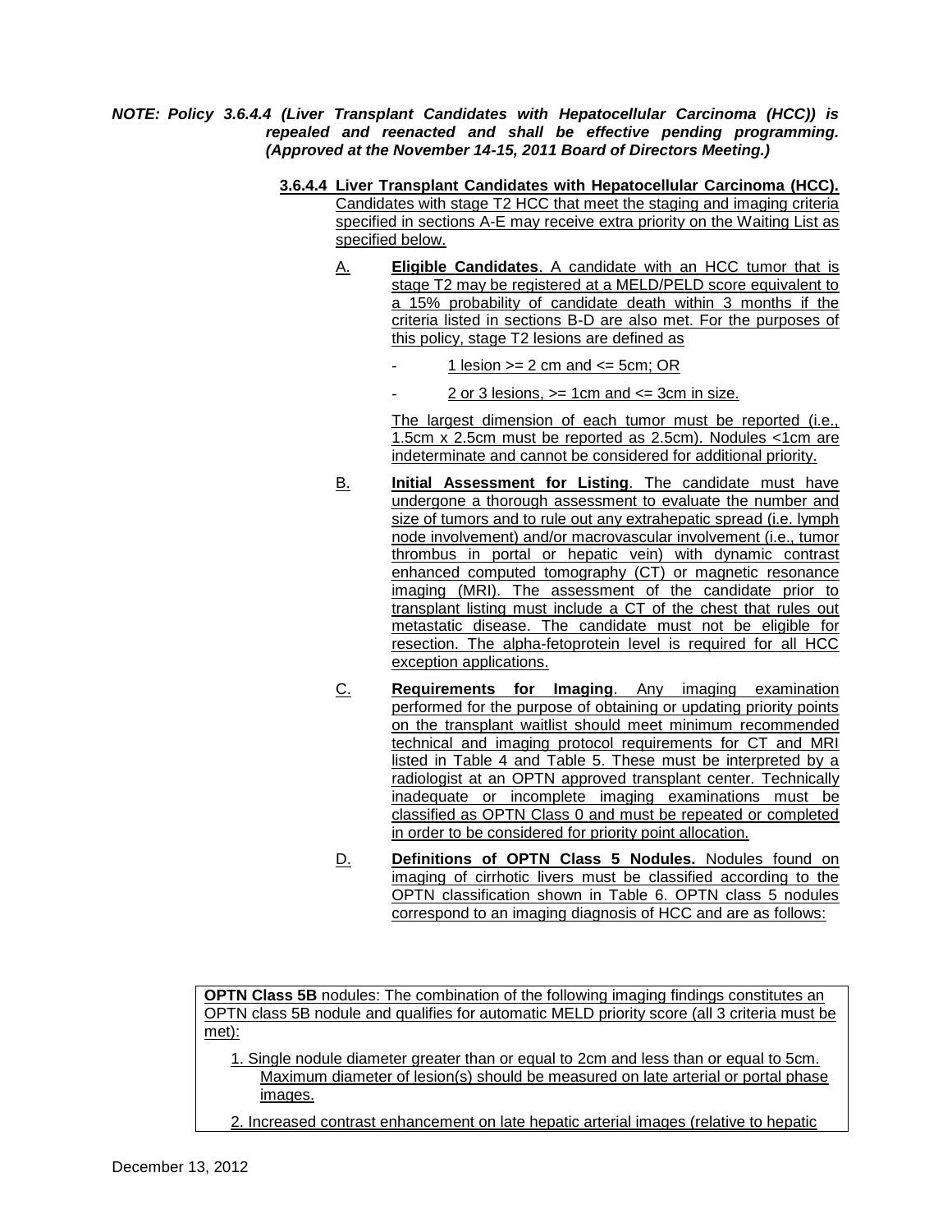***NOTE: Policy 3.6.4.4 (Liver Transplant Candidates with Hepatocellular Carcinoma (HCC)) is repealed and reenacted and shall be effective pending programming. (Approved at the November 14-15, 2011 Board of Directors Meeting.)***

**3.6.4.4 Liver Transplant Candidates with Hepatocellular Carcinoma (HCC).** Candidates with stage T2 HCC that meet the staging and imaging criteria specified in sections A-E may receive extra priority on the Waiting List as specified below.

A. **Eligible Candidates**. A candidate with an HCC tumor that is stage T2 may be registered at a MELD/PELD score equivalent to a 15% probability of candidate death within 3 months if the criteria listed in sections B-D are also met. For the purposes of this policy, stage T2 lesions are defined as

- 1 lesion >= 2 cm and <= 5cm; OR
- 2 or 3 lesions, >= 1cm and <= 3cm in size.

The largest dimension of each tumor must be reported (i.e., 1.5cm x 2.5cm must be reported as 2.5cm). Nodules <1cm are indeterminate and cannot be considered for additional priority.

B. **Initial Assessment for Listing**. The candidate must have undergone a thorough assessment to evaluate the number and size of tumors and to rule out any extrahepatic spread (i.e. lymph node involvement) and/or macrovascular involvement (i.e., tumor thrombus in portal or hepatic vein) with dynamic contrast enhanced computed tomography (CT) or magnetic resonance imaging (MRI). The assessment of the candidate prior to transplant listing must include a CT of the chest that rules out metastatic disease. The candidate must not be eligible for resection. The alpha-fetoprotein level is required for all HCC exception applications.

C. **Requirements for Imaging**. Any imaging examination performed for the purpose of obtaining or updating priority points on the transplant waitlist should meet minimum recommended technical and imaging protocol requirements for CT and MRI listed in Table 4 and Table 5. These must be interpreted by a radiologist at an OPTN approved transplant center. Technically inadequate or incomplete imaging examinations must be classified as OPTN Class 0 and must be repeated or completed in order to be considered for priority point allocation.

D. **Definitions of OPTN Class 5 Nodules.** Nodules found on imaging of cirrhotic livers must be classified according to the OPTN classification shown in Table 6. OPTN class 5 nodules correspond to an imaging diagnosis of HCC and are as follows:

**OPTN Class 5B** nodules: The combination of the following imaging findings constitutes an OPTN class 5B nodule and qualifies for automatic MELD priority score (all 3 criteria must be met):

1. Single nodule diameter greater than or equal to 2cm and less than or equal to 5cm. Maximum diameter of lesion(s) should be measured on late arterial or portal phase images.
2. Increased contrast enhancement on late hepatic arterial images (relative to hepatic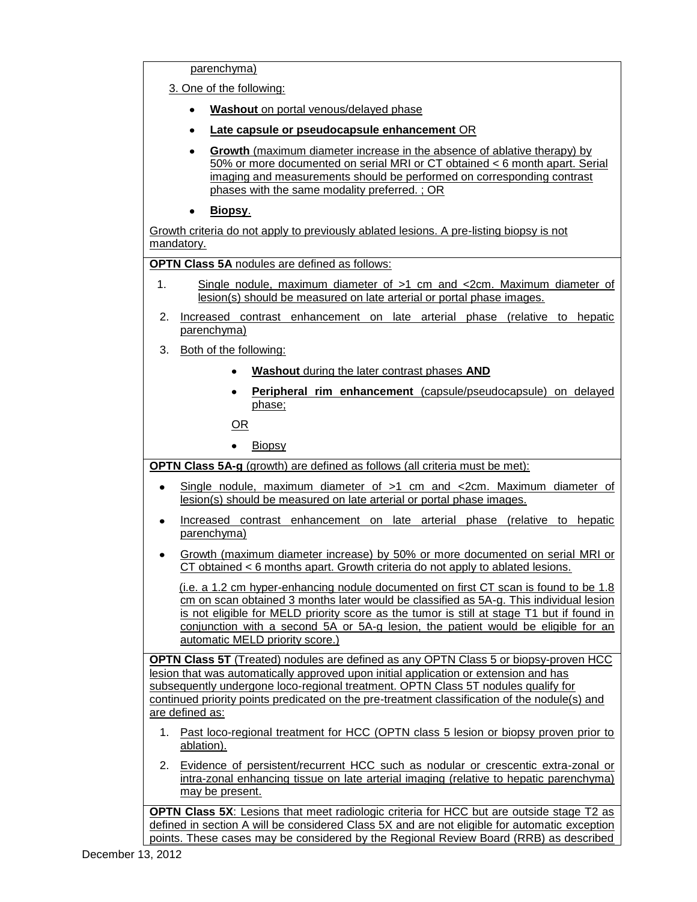parenchyma)

3. One of the following:

- **Washout** on portal venous/delayed phase
- **Late capsule or pseudocapsule enhancement** OR
- **Growth** (maximum diameter increase in the absence of ablative therapy) by 50% or more documented on serial MRI or CT obtained < 6 month apart. Serial imaging and measurements should be performed on corresponding contrast phases with the same modality preferred. ; OR
- **Biopsy**.

Growth criteria do not apply to previously ablated lesions. A pre-listing biopsy is not mandatory.

**OPTN Class 5A** nodules are defined as follows:

1. Single nodule, maximum diameter of >1 cm and <2cm. Maximum diameter of lesion(s) should be measured on late arterial or portal phase images.
2. Increased contrast enhancement on late arterial phase (relative to hepatic parenchyma)
3. Both of the following:
   - **Washout** during the later contrast phases **AND**
   - **Peripheral rim enhancement** (capsule/pseudocapsule) on delayed phase;

   OR

   - Biopsy

**OPTN Class 5A-g** (growth) are defined as follows (all criteria must be met):

- Single nodule, maximum diameter of >1 cm and <2cm. Maximum diameter of lesion(s) should be measured on late arterial or portal phase images.
- Increased contrast enhancement on late arterial phase (relative to hepatic parenchyma)
- Growth (maximum diameter increase) by 50% or more documented on serial MRI or CT obtained < 6 months apart. Growth criteria do not apply to ablated lesions.

  (i.e. a 1.2 cm hyper-enhancing nodule documented on first CT scan is found to be 1.8 cm on scan obtained 3 months later would be classified as 5A-g. This individual lesion is not eligible for MELD priority score as the tumor is still at stage T1 but if found in conjunction with a second 5A or 5A-g lesion, the patient would be eligible for an automatic MELD priority score.)

**OPTN Class 5T** (Treated) nodules are defined as any OPTN Class 5 or biopsy-proven HCC lesion that was automatically approved upon initial application or extension and has subsequently undergone loco-regional treatment. OPTN Class 5T nodules qualify for continued priority points predicated on the pre-treatment classification of the nodule(s) and are defined as:

1. Past loco-regional treatment for HCC (OPTN class 5 lesion or biopsy proven prior to ablation).
2. Evidence of persistent/recurrent HCC such as nodular or crescentic extra-zonal or intra-zonal enhancing tissue on late arterial imaging (relative to hepatic parenchyma) may be present.

**OPTN Class 5X**: Lesions that meet radiologic criteria for HCC but are outside stage T2 as defined in section A will be considered Class 5X and are not eligible for automatic exception points. These cases may be considered by the Regional Review Board (RRB) as described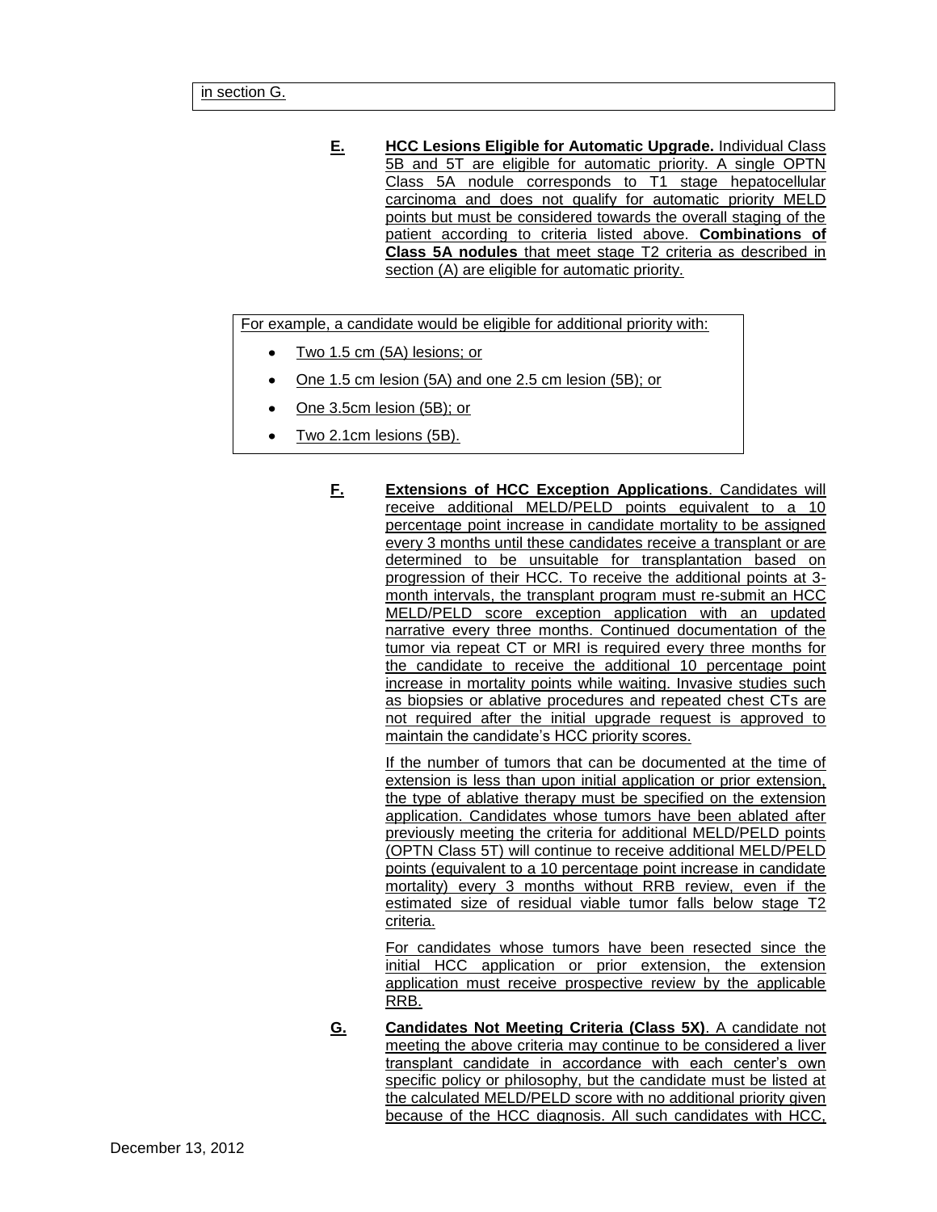in section G.

**E.** **HCC Lesions Eligible for Automatic Upgrade.** Individual Class 5B and 5T are eligible for automatic priority. A single OPTN Class 5A nodule corresponds to T1 stage hepatocellular carcinoma and does not qualify for automatic priority MELD points but must be considered towards the overall staging of the patient according to criteria listed above. **Combinations of Class 5A nodules** that meet stage T2 criteria as described in section (A) are eligible for automatic priority.

For example, a candidate would be eligible for additional priority with:

- Two 1.5 cm (5A) lesions; or
- One 1.5 cm lesion (5A) and one 2.5 cm lesion (5B); or
- One 3.5cm lesion (5B); or
- Two 2.1cm lesions (5B).

**F.** **Extensions of HCC Exception Applications**. Candidates will receive additional MELD/PELD points equivalent to a 10 percentage point increase in candidate mortality to be assigned every 3 months until these candidates receive a transplant or are determined to be unsuitable for transplantation based on progression of their HCC. To receive the additional points at 3-month intervals, the transplant program must re-submit an HCC MELD/PELD score exception application with an updated narrative every three months. Continued documentation of the tumor via repeat CT or MRI is required every three months for the candidate to receive the additional 10 percentage point increase in mortality points while waiting. Invasive studies such as biopsies or ablative procedures and repeated chest CTs are not required after the initial upgrade request is approved to maintain the candidate's HCC priority scores.

If the number of tumors that can be documented at the time of extension is less than upon initial application or prior extension, the type of ablative therapy must be specified on the extension application. Candidates whose tumors have been ablated after previously meeting the criteria for additional MELD/PELD points (OPTN Class 5T) will continue to receive additional MELD/PELD points (equivalent to a 10 percentage point increase in candidate mortality) every 3 months without RRB review, even if the estimated size of residual viable tumor falls below stage T2 criteria.

For candidates whose tumors have been resected since the initial HCC application or prior extension, the extension application must receive prospective review by the applicable RRB.

**G.** **Candidates Not Meeting Criteria (Class 5X)**. A candidate not meeting the above criteria may continue to be considered a liver transplant candidate in accordance with each center's own specific policy or philosophy, but the candidate must be listed at the calculated MELD/PELD score with no additional priority given because of the HCC diagnosis. All such candidates with HCC,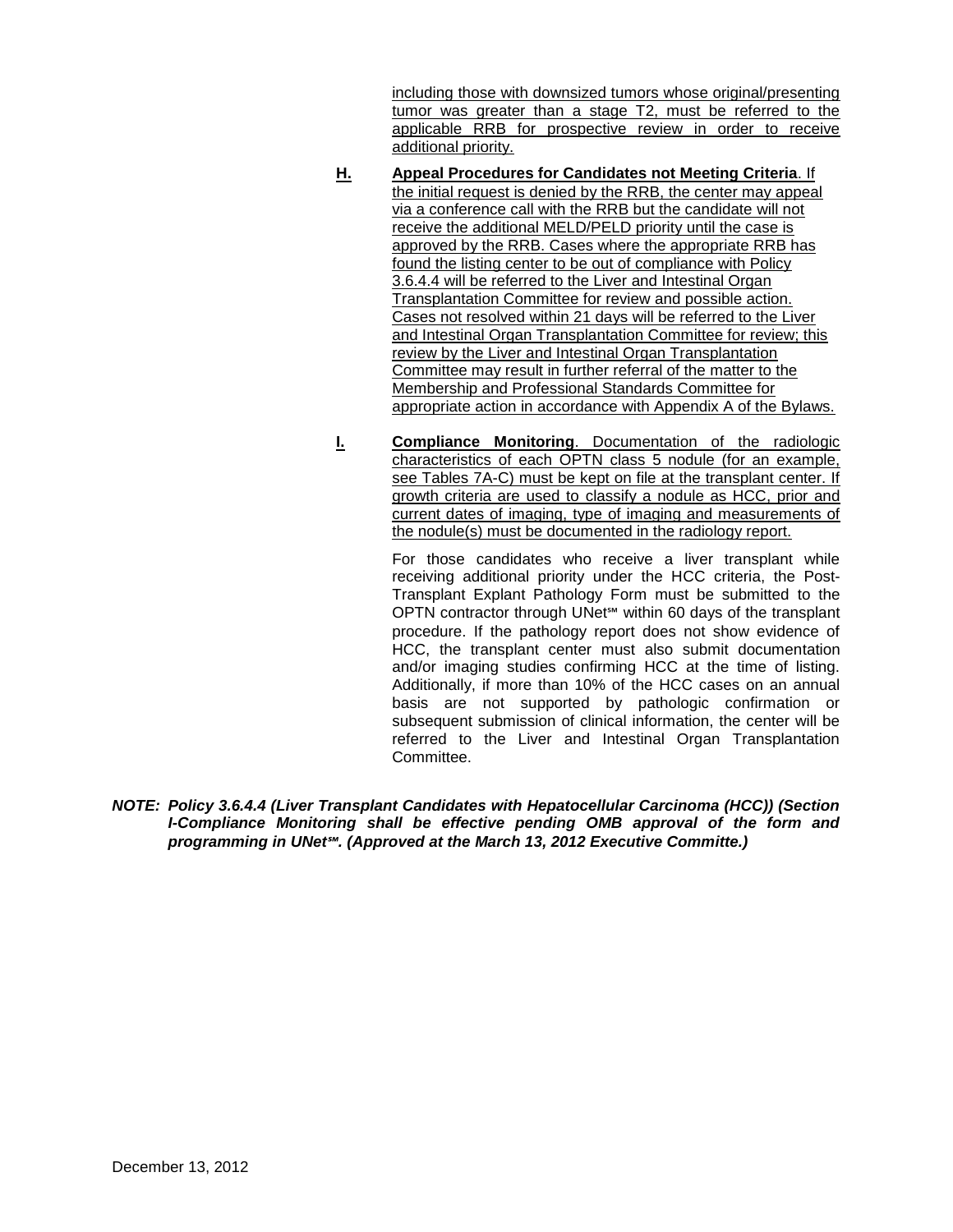including those with downsized tumors whose original/presenting tumor was greater than a stage T2, must be referred to the applicable RRB for prospective review in order to receive additional priority.

**H.** **Appeal Procedures for Candidates not Meeting Criteria**. If the initial request is denied by the RRB, the center may appeal via a conference call with the RRB but the candidate will not receive the additional MELD/PELD priority until the case is approved by the RRB. Cases where the appropriate RRB has found the listing center to be out of compliance with Policy 3.6.4.4 will be referred to the Liver and Intestinal Organ Transplantation Committee for review and possible action. Cases not resolved within 21 days will be referred to the Liver and Intestinal Organ Transplantation Committee for review; this review by the Liver and Intestinal Organ Transplantation Committee may result in further referral of the matter to the Membership and Professional Standards Committee for appropriate action in accordance with Appendix A of the Bylaws.

**I.** **Compliance Monitoring**. Documentation of the radiologic characteristics of each OPTN class 5 nodule (for an example, see Tables 7A-C) must be kept on file at the transplant center. If growth criteria are used to classify a nodule as HCC, prior and current dates of imaging, type of imaging and measurements of the nodule(s) must be documented in the radiology report.

For those candidates who receive a liver transplant while receiving additional priority under the HCC criteria, the Post-Transplant Explant Pathology Form must be submitted to the OPTN contractor through UNet℠ within 60 days of the transplant procedure. If the pathology report does not show evidence of HCC, the transplant center must also submit documentation and/or imaging studies confirming HCC at the time of listing. Additionally, if more than 10% of the HCC cases on an annual basis are not supported by pathologic confirmation or subsequent submission of clinical information, the center will be referred to the Liver and Intestinal Organ Transplantation Committee.

***NOTE: Policy 3.6.4.4 (Liver Transplant Candidates with Hepatocellular Carcinoma (HCC)) (Section I-Compliance Monitoring shall be effective pending OMB approval of the form and programming in UNet℠. (Approved at the March 13, 2012 Executive Committe.)***

December 13, 2012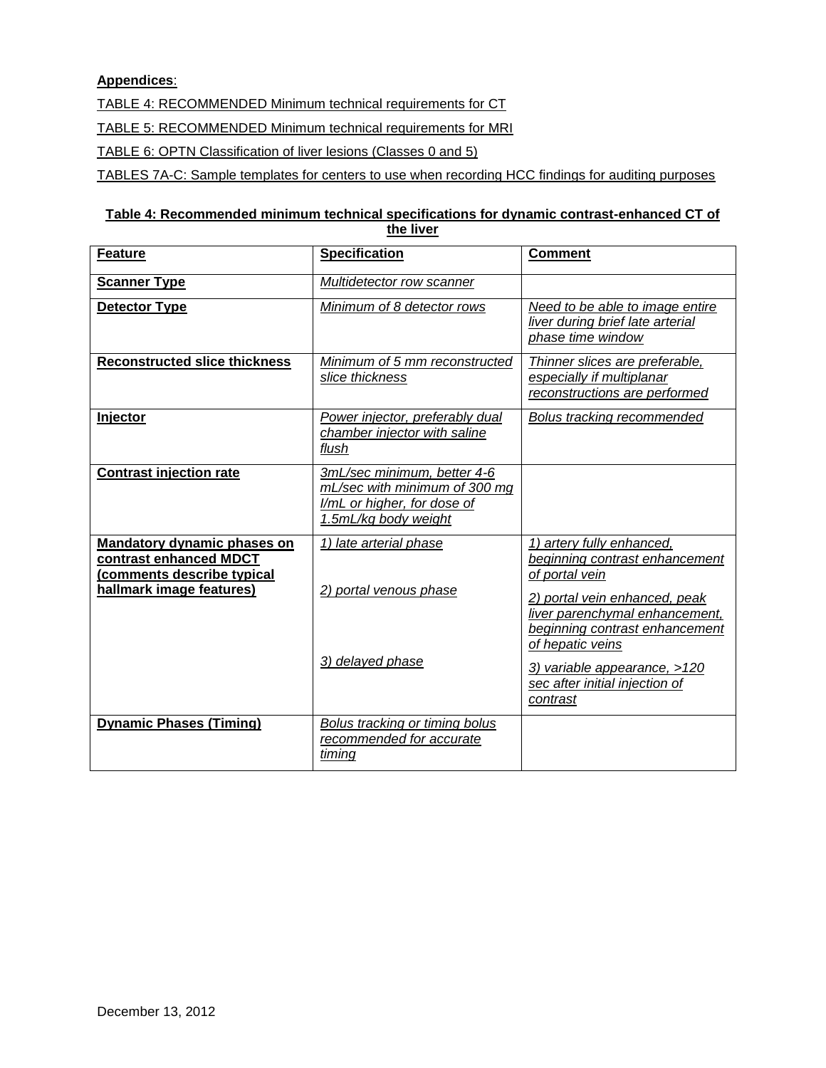**Appendices**:

TABLE 4: RECOMMENDED Minimum technical requirements for CT

TABLE 5: RECOMMENDED Minimum technical requirements for MRI

TABLE 6: OPTN Classification of liver lesions (Classes 0 and 5)

TABLES 7A-C: Sample templates for centers to use when recording HCC findings for auditing purposes

**Table 4: Recommended minimum technical specifications for dynamic contrast-enhanced CT of the liver**

| **Feature** | **Specification** | **Comment** |
|---|---|---|
| **Scanner Type** | *Multidetector row scanner* | |
| **Detector Type** | *Minimum of 8 detector rows* | *Need to be able to image entire liver during brief late arterial phase time window* |
| **Reconstructed slice thickness** | *Minimum of 5 mm reconstructed slice thickness* | *Thinner slices are preferable, especially if multiplanar reconstructions are performed* |
| **Injector** | *Power injector, preferably dual chamber injector with saline flush* | *Bolus tracking recommended* |
| **Contrast injection rate** | *3mL/sec minimum, better 4-6 mL/sec with minimum of 300 mg I/mL or higher, for dose of 1.5mL/kg body weight* | |
| **Mandatory dynamic phases on contrast enhanced MDCT (comments describe typical hallmark image features)** | *1) late arterial phase*<br>*2) portal venous phase*<br>*3) delayed phase* | *1) artery fully enhanced, beginning contrast enhancement of portal vein*<br>*2) portal vein enhanced, peak liver parenchymal enhancement, beginning contrast enhancement of hepatic veins*<br>*3) variable appearance, >120 sec after initial injection of contrast* |
| **Dynamic Phases (Timing)** | *Bolus tracking or timing bolus recommended for accurate timing* | |

December 13, 2012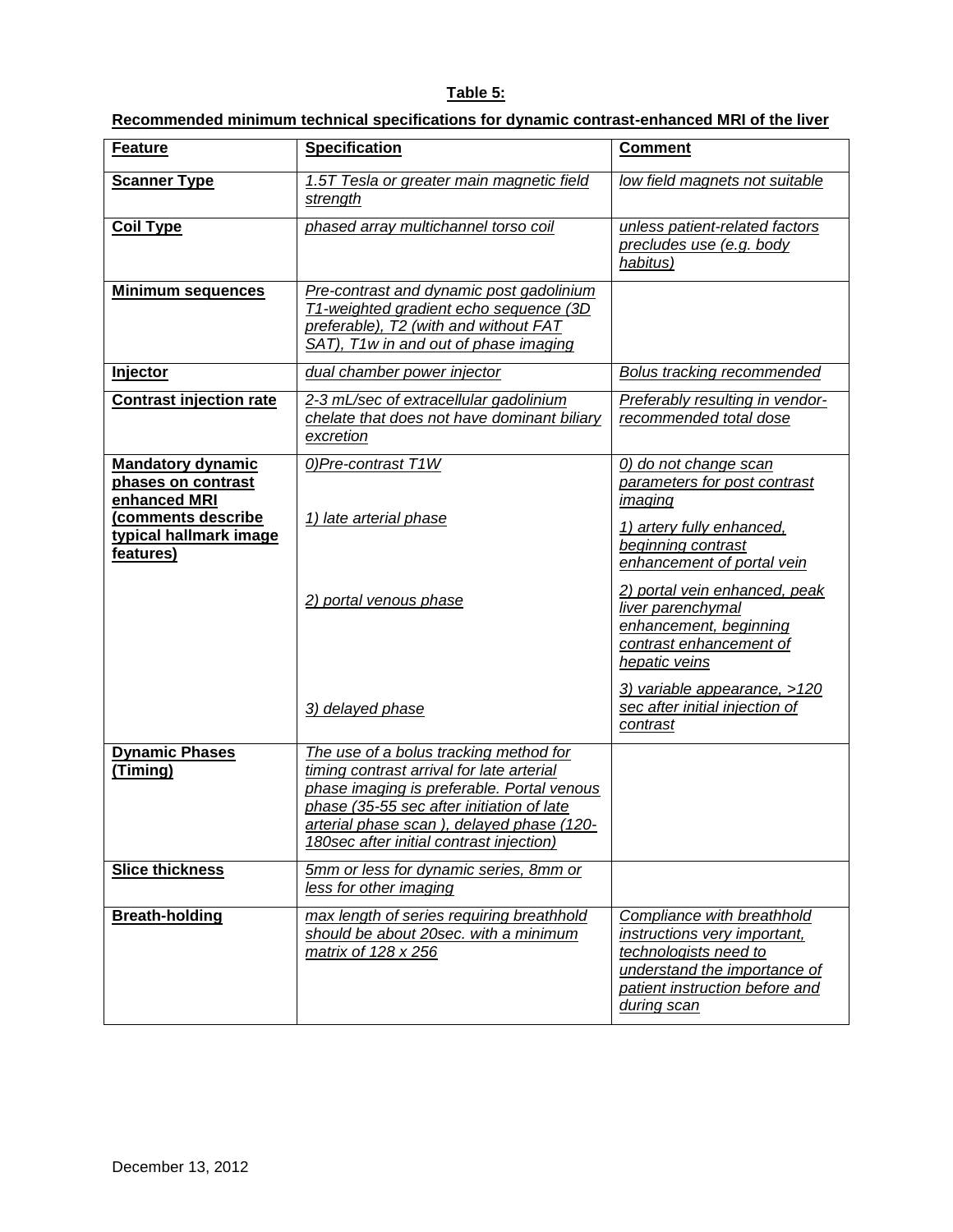**Table 5:**

**Recommended minimum technical specifications for dynamic contrast-enhanced MRI of the liver**

| Feature | Specification | Comment |
|---|---|---|
| **Scanner Type** | *1.5T Tesla or greater main magnetic field strength* | *low field magnets not suitable* |
| **Coil Type** | *phased array multichannel torso coil* | *unless patient-related factors precludes use (e.g. body habitus)* |
| **Minimum sequences** | *Pre-contrast and dynamic post gadolinium T1-weighted gradient echo sequence (3D preferable), T2 (with and without FAT SAT), T1w in and out of phase imaging* | |
| **Injector** | *dual chamber power injector* | *Bolus tracking recommended* |
| **Contrast injection rate** | *2-3 mL/sec of extracellular gadolinium chelate that does not have dominant biliary excretion* | *Preferably resulting in vendor-recommended total dose* |
| **Mandatory dynamic phases on contrast enhanced MRI (comments describe typical hallmark image features)** | *0)Pre-contrast T1W* | *0) do not change scan parameters for post contrast imaging* |
| | *1) late arterial phase* | *1) artery fully enhanced, beginning contrast enhancement of portal vein* |
| | *2) portal venous phase* | *2) portal vein enhanced, peak liver parenchymal enhancement, beginning contrast enhancement of hepatic veins* |
| | *3) delayed phase* | *3) variable appearance, >120 sec after initial injection of contrast* |
| **Dynamic Phases (Timing)** | *The use of a bolus tracking method for timing contrast arrival for late arterial phase imaging is preferable. Portal venous phase (35-55 sec after initiation of late arterial phase scan ), delayed phase (120-180sec after initial contrast injection)* | |
| **Slice thickness** | *5mm or less for dynamic series, 8mm or less for other imaging* | |
| **Breath-holding** | *max length of series requiring breathhold should be about 20sec. with a minimum matrix of 128 x 256* | *Compliance with breathhold instructions very important, technologists need to understand the importance of patient instruction before and during scan* |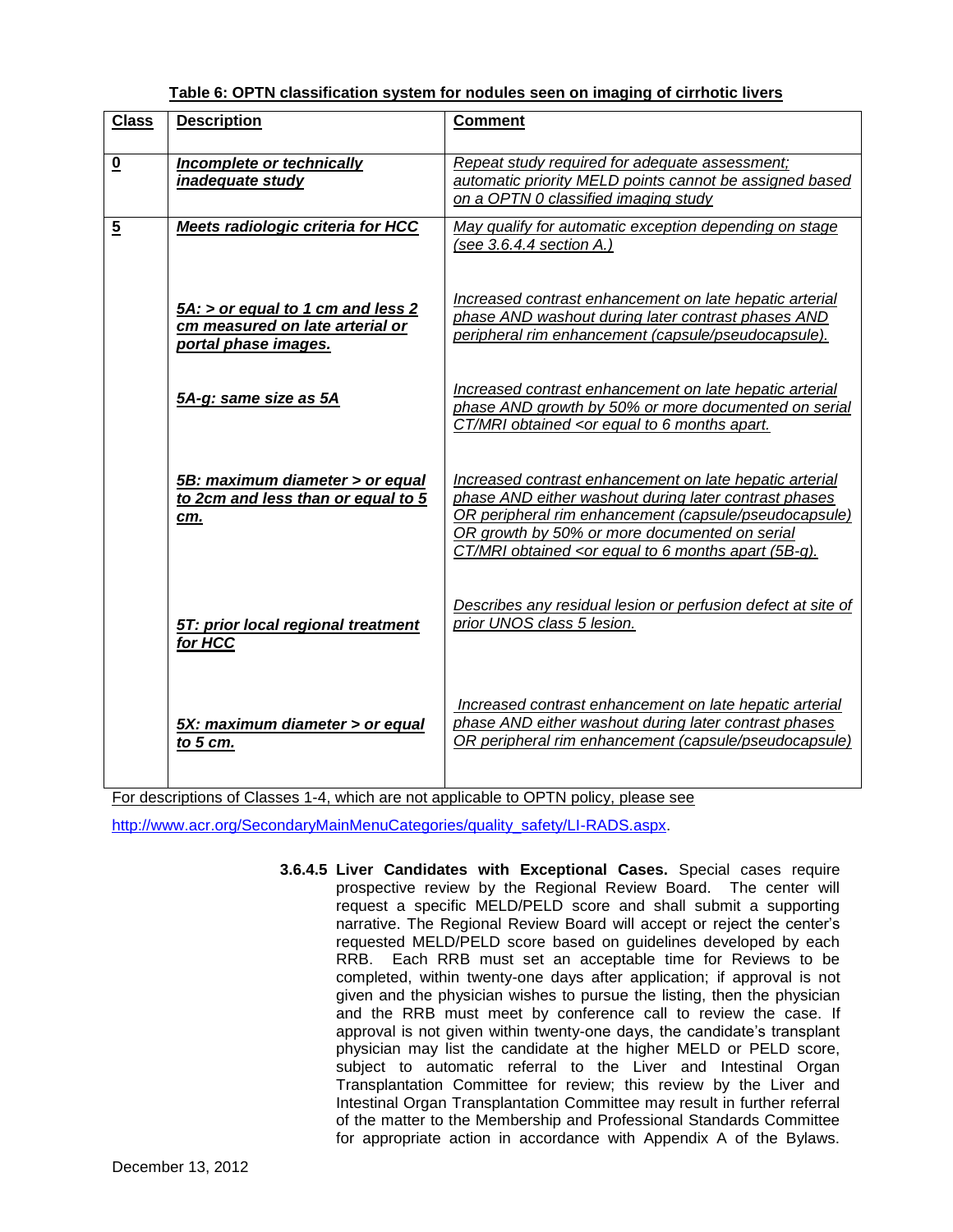**Table 6: OPTN classification system for nodules seen on imaging of cirrhotic livers**

| Class | Description | Comment |
|---|---|---|
| **0** | ***Incomplete or technically inadequate study*** | *Repeat study required for adequate assessment; automatic priority MELD points cannot be assigned based on a OPTN 0 classified imaging study* |
| **5** | ***Meets radiologic criteria for HCC*** | *May qualify for automatic exception depending on stage (see 3.6.4.4 section A.)* |
| | ***5A: > or equal to 1 cm and less 2 cm measured on late arterial or portal phase images.*** | *Increased contrast enhancement on late hepatic arterial phase AND washout during later contrast phases AND peripheral rim enhancement (capsule/pseudocapsule).* |
| | ***5A-g: same size as 5A*** | *Increased contrast enhancement on late hepatic arterial phase AND growth by 50% or more documented on serial CT/MRI obtained <or equal to 6 months apart.* |
| | ***5B: maximum diameter > or equal to 2cm and less than or equal to 5 cm.*** | *Increased contrast enhancement on late hepatic arterial phase AND either washout during later contrast phases OR peripheral rim enhancement (capsule/pseudocapsule) OR growth by 50% or more documented on serial CT/MRI obtained <or equal to 6 months apart (5B-g).* |
| | ***5T: prior local regional treatment for HCC*** | *Describes any residual lesion or perfusion defect at site of prior UNOS class 5 lesion.* |
| | ***5X: maximum diameter > or equal to 5 cm.*** | *Increased contrast enhancement on late hepatic arterial phase AND either washout during later contrast phases OR peripheral rim enhancement (capsule/pseudocapsule)* |

For descriptions of Classes 1-4, which are not applicable to OPTN policy, please see http://www.acr.org/SecondaryMainMenuCategories/quality_safety/LI-RADS.aspx.

**3.6.4.5 Liver Candidates with Exceptional Cases.** Special cases require prospective review by the Regional Review Board. The center will request a specific MELD/PELD score and shall submit a supporting narrative. The Regional Review Board will accept or reject the center's requested MELD/PELD score based on guidelines developed by each RRB. Each RRB must set an acceptable time for Reviews to be completed, within twenty-one days after application; if approval is not given and the physician wishes to pursue the listing, then the physician and the RRB must meet by conference call to review the case. If approval is not given within twenty-one days, the candidate's transplant physician may list the candidate at the higher MELD or PELD score, subject to automatic referral to the Liver and Intestinal Organ Transplantation Committee for review; this review by the Liver and Intestinal Organ Transplantation Committee may result in further referral of the matter to the Membership and Professional Standards Committee for appropriate action in accordance with Appendix A of the Bylaws.

December 13, 2012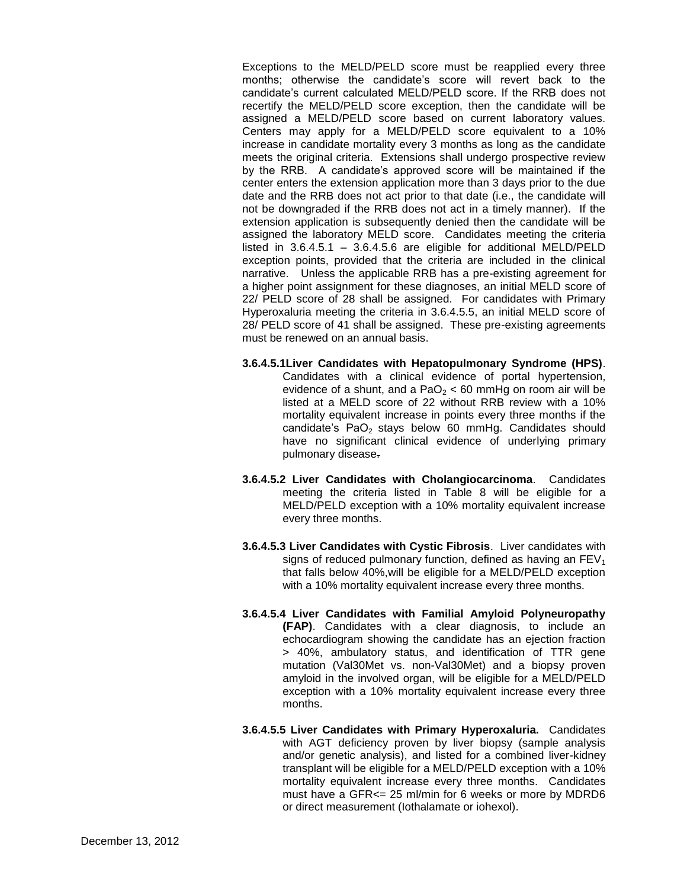Exceptions to the MELD/PELD score must be reapplied every three months; otherwise the candidate's score will revert back to the candidate's current calculated MELD/PELD score. If the RRB does not recertify the MELD/PELD score exception, then the candidate will be assigned a MELD/PELD score based on current laboratory values. Centers may apply for a MELD/PELD score equivalent to a 10% increase in candidate mortality every 3 months as long as the candidate meets the original criteria. Extensions shall undergo prospective review by the RRB. A candidate's approved score will be maintained if the center enters the extension application more than 3 days prior to the due date and the RRB does not act prior to that date (i.e., the candidate will not be downgraded if the RRB does not act in a timely manner). If the extension application is subsequently denied then the candidate will be assigned the laboratory MELD score. Candidates meeting the criteria listed in 3.6.4.5.1 – 3.6.4.5.6 are eligible for additional MELD/PELD exception points, provided that the criteria are included in the clinical narrative. Unless the applicable RRB has a pre-existing agreement for a higher point assignment for these diagnoses, an initial MELD score of 22/ PELD score of 28 shall be assigned. For candidates with Primary Hyperoxaluria meeting the criteria in 3.6.4.5.5, an initial MELD score of 28/ PELD score of 41 shall be assigned. These pre-existing agreements must be renewed on an annual basis.

**3.6.4.5.1 Liver Candidates with Hepatopulmonary Syndrome (HPS)**. Candidates with a clinical evidence of portal hypertension, evidence of a shunt, and a $PaO_2 < 60$ mmHg on room air will be listed at a MELD score of 22 without RRB review with a 10% mortality equivalent increase in points every three months if the candidate's $PaO_2$ stays below 60 mmHg. Candidates should have no significant clinical evidence of underlying primary pulmonary disease.

**3.6.4.5.2 Liver Candidates with Cholangiocarcinoma**. Candidates meeting the criteria listed in Table 8 will be eligible for a MELD/PELD exception with a 10% mortality equivalent increase every three months.

**3.6.4.5.3 Liver Candidates with Cystic Fibrosis**. Liver candidates with signs of reduced pulmonary function, defined as having an $FEV_1$ that falls below 40%,will be eligible for a MELD/PELD exception with a 10% mortality equivalent increase every three months.

**3.6.4.5.4 Liver Candidates with Familial Amyloid Polyneuropathy (FAP)**. Candidates with a clear diagnosis, to include an echocardiogram showing the candidate has an ejection fraction > 40%, ambulatory status, and identification of TTR gene mutation (Val30Met vs. non-Val30Met) and a biopsy proven amyloid in the involved organ, will be eligible for a MELD/PELD exception with a 10% mortality equivalent increase every three months.

**3.6.4.5.5 Liver Candidates with Primary Hyperoxaluria.** Candidates with AGT deficiency proven by liver biopsy (sample analysis and/or genetic analysis), and listed for a combined liver-kidney transplant will be eligible for a MELD/PELD exception with a 10% mortality equivalent increase every three months. Candidates must have a GFR<= 25 ml/min for 6 weeks or more by MDRD6 or direct measurement (Iothalamate or iohexol).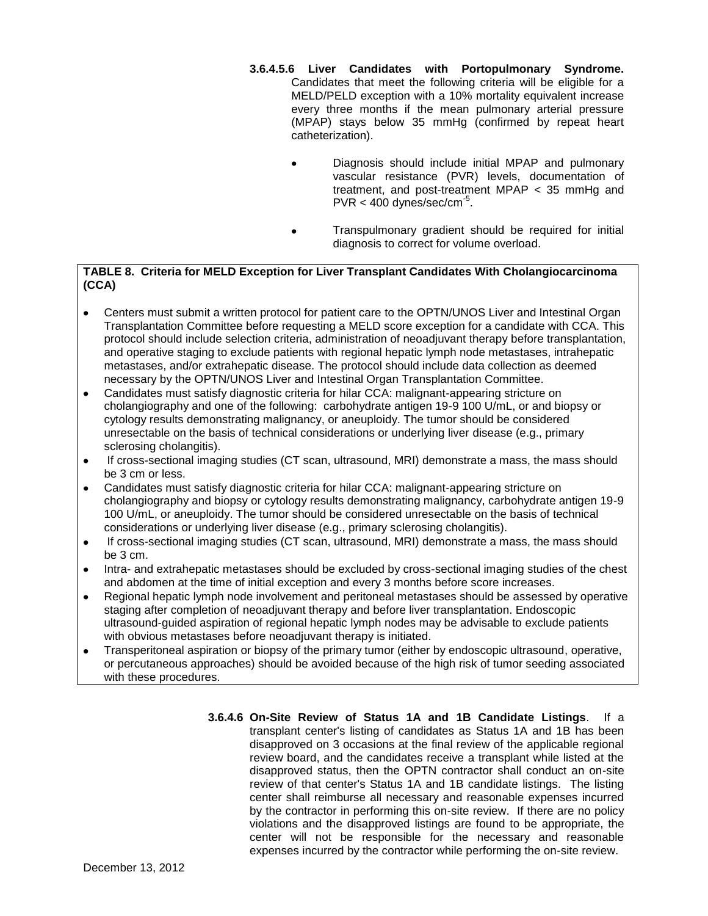**3.6.4.5.6 Liver Candidates with Portopulmonary Syndrome.** Candidates that meet the following criteria will be eligible for a MELD/PELD exception with a 10% mortality equivalent increase every three months if the mean pulmonary arterial pressure (MPAP) stays below 35 mmHg (confirmed by repeat heart catheterization).

- Diagnosis should include initial MPAP and pulmonary vascular resistance (PVR) levels, documentation of treatment, and post-treatment MPAP < 35 mmHg and PVR < 400 dynes/sec/cm$^{-5}$.
- Transpulmonary gradient should be required for initial diagnosis to correct for volume overload.

**TABLE 8. Criteria for MELD Exception for Liver Transplant Candidates With Cholangiocarcinoma (CCA)**

- Centers must submit a written protocol for patient care to the OPTN/UNOS Liver and Intestinal Organ Transplantation Committee before requesting a MELD score exception for a candidate with CCA. This protocol should include selection criteria, administration of neoadjuvant therapy before transplantation, and operative staging to exclude patients with regional hepatic lymph node metastases, intrahepatic metastases, and/or extrahepatic disease. The protocol should include data collection as deemed necessary by the OPTN/UNOS Liver and Intestinal Organ Transplantation Committee.
- Candidates must satisfy diagnostic criteria for hilar CCA: malignant-appearing stricture on cholangiography and one of the following: carbohydrate antigen 19-9 100 U/mL, or and biopsy or cytology results demonstrating malignancy, or aneuploidy. The tumor should be considered unresectable on the basis of technical considerations or underlying liver disease (e.g., primary sclerosing cholangitis).
- If cross-sectional imaging studies (CT scan, ultrasound, MRI) demonstrate a mass, the mass should be 3 cm or less.
- Candidates must satisfy diagnostic criteria for hilar CCA: malignant-appearing stricture on cholangiography and biopsy or cytology results demonstrating malignancy, carbohydrate antigen 19-9 100 U/mL, or aneuploidy. The tumor should be considered unresectable on the basis of technical considerations or underlying liver disease (e.g., primary sclerosing cholangitis).
- If cross-sectional imaging studies (CT scan, ultrasound, MRI) demonstrate a mass, the mass should be 3 cm.
- Intra- and extrahepatic metastases should be excluded by cross-sectional imaging studies of the chest and abdomen at the time of initial exception and every 3 months before score increases.
- Regional hepatic lymph node involvement and peritoneal metastases should be assessed by operative staging after completion of neoadjuvant therapy and before liver transplantation. Endoscopic ultrasound-guided aspiration of regional hepatic lymph nodes may be advisable to exclude patients with obvious metastases before neoadjuvant therapy is initiated.
- Transperitoneal aspiration or biopsy of the primary tumor (either by endoscopic ultrasound, operative, or percutaneous approaches) should be avoided because of the high risk of tumor seeding associated with these procedures.

**3.6.4.6 On-Site Review of Status 1A and 1B Candidate Listings**. If a transplant center's listing of candidates as Status 1A and 1B has been disapproved on 3 occasions at the final review of the applicable regional review board, and the candidates receive a transplant while listed at the disapproved status, then the OPTN contractor shall conduct an on-site review of that center's Status 1A and 1B candidate listings. The listing center shall reimburse all necessary and reasonable expenses incurred by the contractor in performing this on-site review. If there are no policy violations and the disapproved listings are found to be appropriate, the center will not be responsible for the necessary and reasonable expenses incurred by the contractor while performing the on-site review.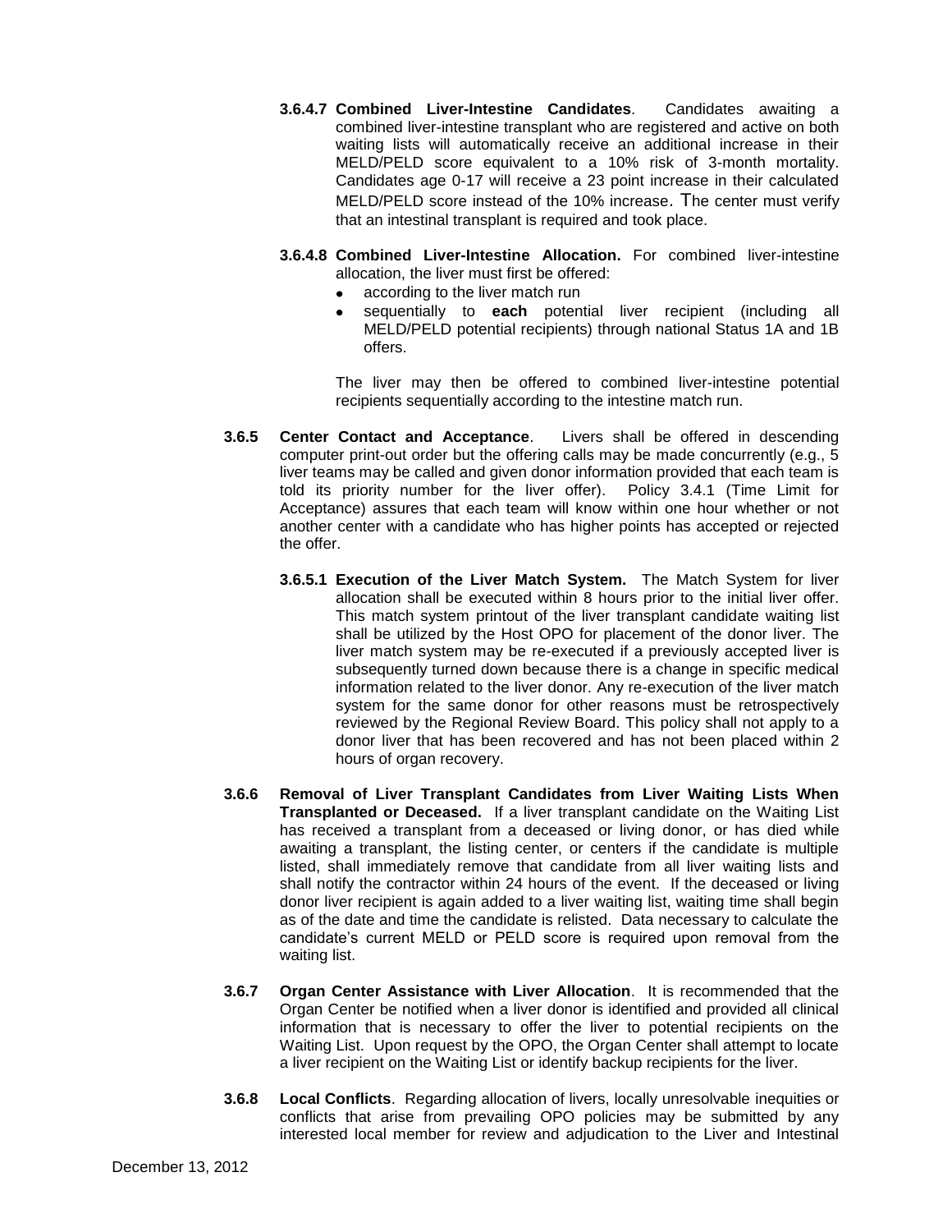**3.6.4.7 Combined Liver-Intestine Candidates**. Candidates awaiting a combined liver-intestine transplant who are registered and active on both waiting lists will automatically receive an additional increase in their MELD/PELD score equivalent to a 10% risk of 3-month mortality. Candidates age 0-17 will receive a 23 point increase in their calculated MELD/PELD score instead of the 10% increase. The center must verify that an intestinal transplant is required and took place.

**3.6.4.8 Combined Liver-Intestine Allocation.** For combined liver-intestine allocation, the liver must first be offered:

- according to the liver match run
- sequentially to **each** potential liver recipient (including all MELD/PELD potential recipients) through national Status 1A and 1B offers.

The liver may then be offered to combined liver-intestine potential recipients sequentially according to the intestine match run.

**3.6.5 Center Contact and Acceptance**. Livers shall be offered in descending computer print-out order but the offering calls may be made concurrently (e.g., 5 liver teams may be called and given donor information provided that each team is told its priority number for the liver offer). Policy 3.4.1 (Time Limit for Acceptance) assures that each team will know within one hour whether or not another center with a candidate who has higher points has accepted or rejected the offer.

**3.6.5.1 Execution of the Liver Match System.** The Match System for liver allocation shall be executed within 8 hours prior to the initial liver offer. This match system printout of the liver transplant candidate waiting list shall be utilized by the Host OPO for placement of the donor liver. The liver match system may be re-executed if a previously accepted liver is subsequently turned down because there is a change in specific medical information related to the liver donor. Any re-execution of the liver match system for the same donor for other reasons must be retrospectively reviewed by the Regional Review Board. This policy shall not apply to a donor liver that has been recovered and has not been placed within 2 hours of organ recovery.

**3.6.6 Removal of Liver Transplant Candidates from Liver Waiting Lists When Transplanted or Deceased.** If a liver transplant candidate on the Waiting List has received a transplant from a deceased or living donor, or has died while awaiting a transplant, the listing center, or centers if the candidate is multiple listed, shall immediately remove that candidate from all liver waiting lists and shall notify the contractor within 24 hours of the event. If the deceased or living donor liver recipient is again added to a liver waiting list, waiting time shall begin as of the date and time the candidate is relisted. Data necessary to calculate the candidate's current MELD or PELD score is required upon removal from the waiting list.

**3.6.7 Organ Center Assistance with Liver Allocation**. It is recommended that the Organ Center be notified when a liver donor is identified and provided all clinical information that is necessary to offer the liver to potential recipients on the Waiting List. Upon request by the OPO, the Organ Center shall attempt to locate a liver recipient on the Waiting List or identify backup recipients for the liver.

**3.6.8 Local Conflicts**. Regarding allocation of livers, locally unresolvable inequities or conflicts that arise from prevailing OPO policies may be submitted by any interested local member for review and adjudication to the Liver and Intestinal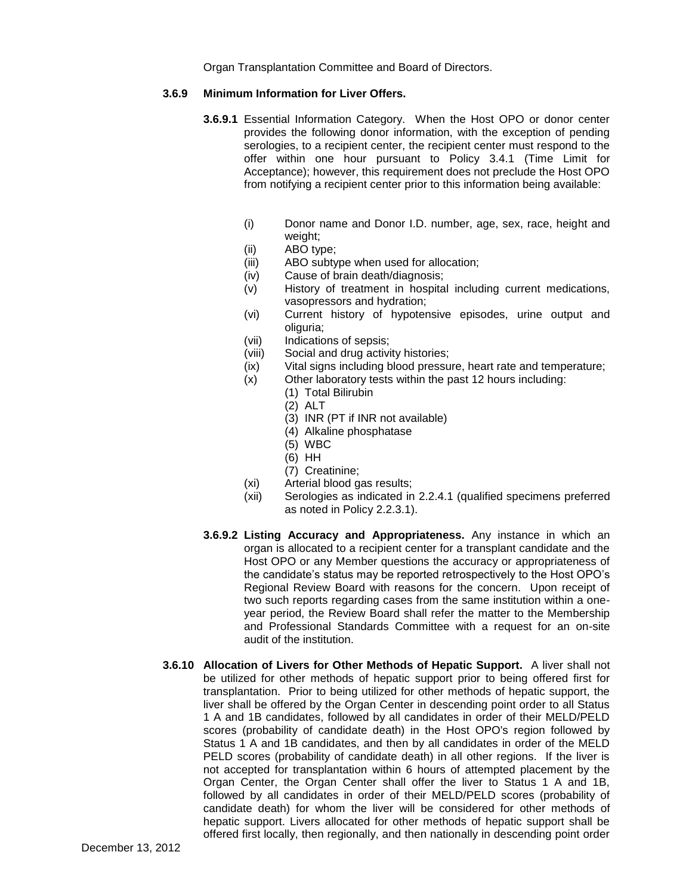Organ Transplantation Committee and Board of Directors.

**3.6.9 Minimum Information for Liver Offers.**

**3.6.9.1** Essential Information Category. When the Host OPO or donor center provides the following donor information, with the exception of pending serologies, to a recipient center, the recipient center must respond to the offer within one hour pursuant to Policy 3.4.1 (Time Limit for Acceptance); however, this requirement does not preclude the Host OPO from notifying a recipient center prior to this information being available:

- (i) Donor name and Donor I.D. number, age, sex, race, height and weight;
- (ii) ABO type;
- (iii) ABO subtype when used for allocation;
- (iv) Cause of brain death/diagnosis;
- (v) History of treatment in hospital including current medications, vasopressors and hydration;
- (vi) Current history of hypotensive episodes, urine output and oliguria;
- (vii) Indications of sepsis;
- (viii) Social and drug activity histories;
- (ix) Vital signs including blood pressure, heart rate and temperature;
- (x) Other laboratory tests within the past 12 hours including:
  - (1) Total Bilirubin
  - (2) ALT
  - (3) INR (PT if INR not available)
  - (4) Alkaline phosphatase
  - (5) WBC
  - (6) HH
  - (7) Creatinine;
- (xi) Arterial blood gas results;
- (xii) Serologies as indicated in 2.2.4.1 (qualified specimens preferred as noted in Policy 2.2.3.1).

**3.6.9.2 Listing Accuracy and Appropriateness.** Any instance in which an organ is allocated to a recipient center for a transplant candidate and the Host OPO or any Member questions the accuracy or appropriateness of the candidate's status may be reported retrospectively to the Host OPO's Regional Review Board with reasons for the concern. Upon receipt of two such reports regarding cases from the same institution within a one-year period, the Review Board shall refer the matter to the Membership and Professional Standards Committee with a request for an on-site audit of the institution.

**3.6.10 Allocation of Livers for Other Methods of Hepatic Support.** A liver shall not be utilized for other methods of hepatic support prior to being offered first for transplantation. Prior to being utilized for other methods of hepatic support, the liver shall be offered by the Organ Center in descending point order to all Status 1 A and 1B candidates, followed by all candidates in order of their MELD/PELD scores (probability of candidate death) in the Host OPO's region followed by Status 1 A and 1B candidates, and then by all candidates in order of the MELD PELD scores (probability of candidate death) in all other regions. If the liver is not accepted for transplantation within 6 hours of attempted placement by the Organ Center, the Organ Center shall offer the liver to Status 1 A and 1B, followed by all candidates in order of their MELD/PELD scores (probability of candidate death) for whom the liver will be considered for other methods of hepatic support. Livers allocated for other methods of hepatic support shall be offered first locally, then regionally, and then nationally in descending point order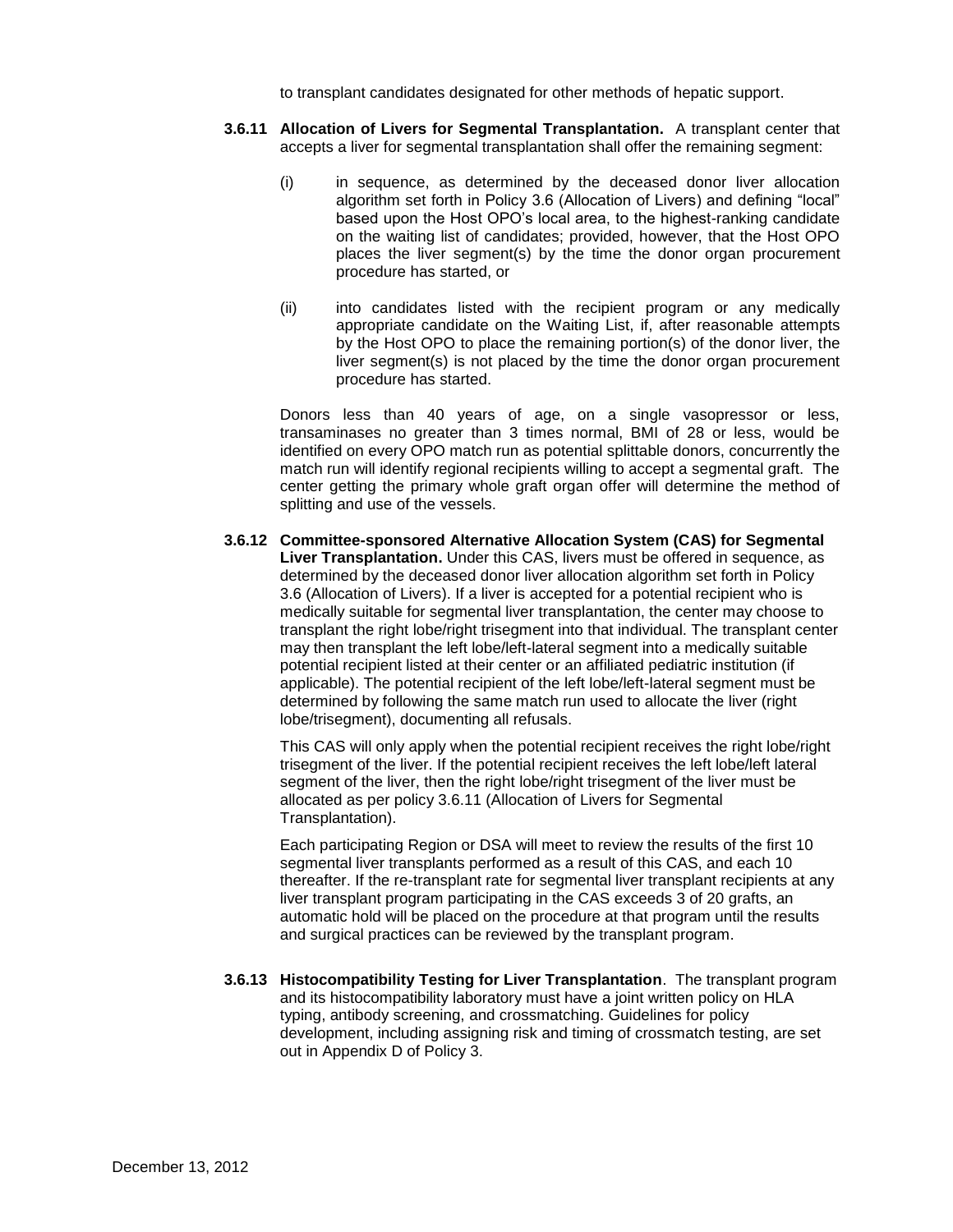to transplant candidates designated for other methods of hepatic support.

**3.6.11 Allocation of Livers for Segmental Transplantation.** A transplant center that accepts a liver for segmental transplantation shall offer the remaining segment:

(i) in sequence, as determined by the deceased donor liver allocation algorithm set forth in Policy 3.6 (Allocation of Livers) and defining "local" based upon the Host OPO's local area, to the highest-ranking candidate on the waiting list of candidates; provided, however, that the Host OPO places the liver segment(s) by the time the donor organ procurement procedure has started, or

(ii) into candidates listed with the recipient program or any medically appropriate candidate on the Waiting List, if, after reasonable attempts by the Host OPO to place the remaining portion(s) of the donor liver, the liver segment(s) is not placed by the time the donor organ procurement procedure has started.

Donors less than 40 years of age, on a single vasopressor or less, transaminases no greater than 3 times normal, BMI of 28 or less, would be identified on every OPO match run as potential splittable donors, concurrently the match run will identify regional recipients willing to accept a segmental graft. The center getting the primary whole graft organ offer will determine the method of splitting and use of the vessels.

**3.6.12 Committee-sponsored Alternative Allocation System (CAS) for Segmental Liver Transplantation.** Under this CAS, livers must be offered in sequence, as determined by the deceased donor liver allocation algorithm set forth in Policy 3.6 (Allocation of Livers). If a liver is accepted for a potential recipient who is medically suitable for segmental liver transplantation, the center may choose to transplant the right lobe/right trisegment into that individual. The transplant center may then transplant the left lobe/left-lateral segment into a medically suitable potential recipient listed at their center or an affiliated pediatric institution (if applicable). The potential recipient of the left lobe/left-lateral segment must be determined by following the same match run used to allocate the liver (right lobe/trisegment), documenting all refusals.

This CAS will only apply when the potential recipient receives the right lobe/right trisegment of the liver. If the potential recipient receives the left lobe/left lateral segment of the liver, then the right lobe/right trisegment of the liver must be allocated as per policy 3.6.11 (Allocation of Livers for Segmental Transplantation).

Each participating Region or DSA will meet to review the results of the first 10 segmental liver transplants performed as a result of this CAS, and each 10 thereafter. If the re-transplant rate for segmental liver transplant recipients at any liver transplant program participating in the CAS exceeds 3 of 20 grafts, an automatic hold will be placed on the procedure at that program until the results and surgical practices can be reviewed by the transplant program.

**3.6.13 Histocompatibility Testing for Liver Transplantation**. The transplant program and its histocompatibility laboratory must have a joint written policy on HLA typing, antibody screening, and crossmatching. Guidelines for policy development, including assigning risk and timing of crossmatch testing, are set out in Appendix D of Policy 3.

December 13, 2012